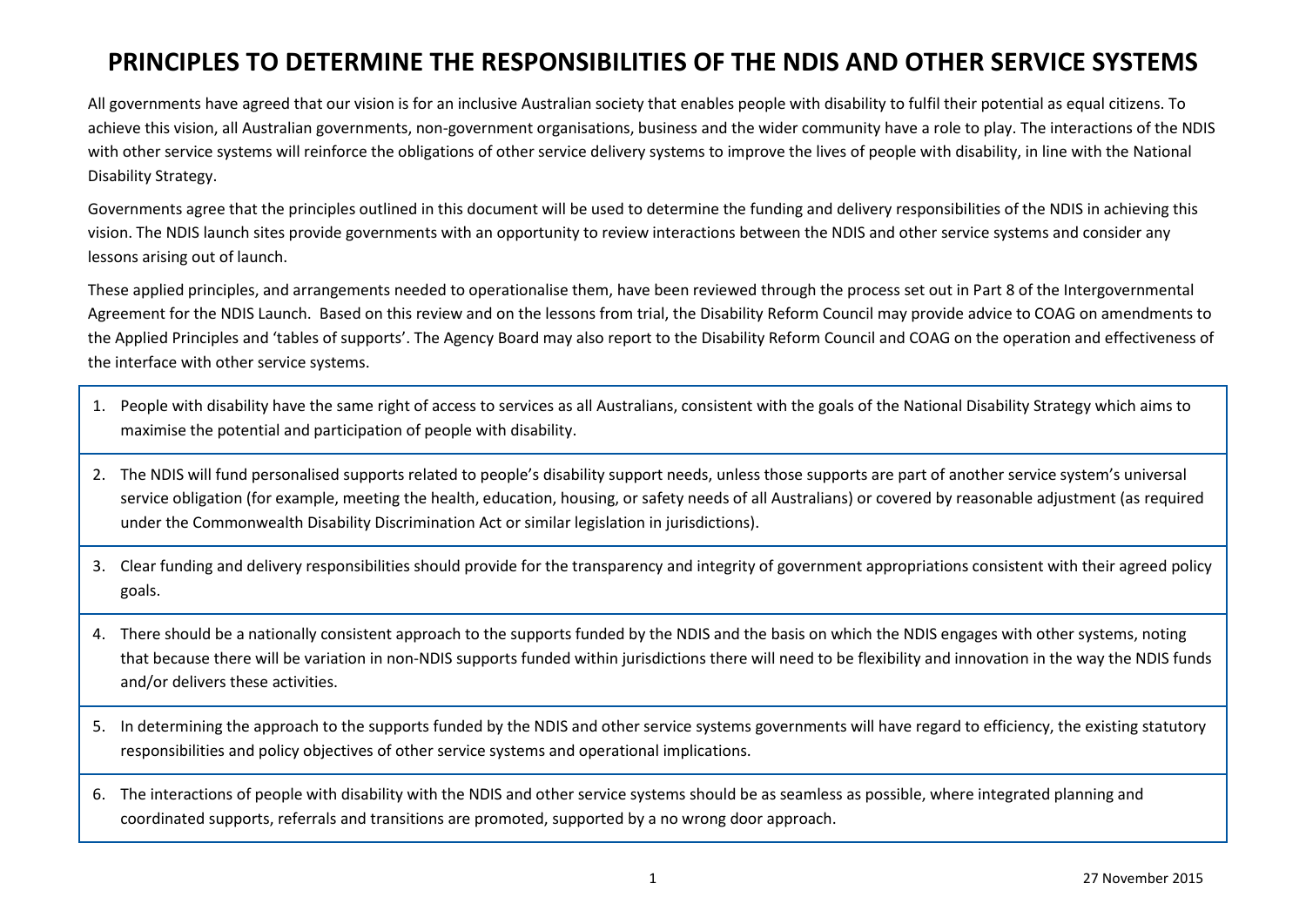# PRINCIPLES TO DETERMINE THE RESPONSIBILITIES OF THE NDIS AND OTHER SERVICE SYSTEMS

All governments have agreed that our vision is for an inclusive Australian society that enables people with disability to fulfil their potential as equal citizens. To achieve this vision, all Australian governments, non-government organisations, business and the wider community have a role to play. The interactions of the NDIS with other service systems will reinforce the obligations of other service delivery systems to improve the lives of people with disability, in line with the National Disability Strategy.

Governments agree that the principles outlined in this document will be used to determine the funding and delivery responsibilities of the NDIS in achieving this vision. The NDIS launch sites provide governments with an opportunity to review interactions between the NDIS and other service systems and consider any lessons arising out of launch.

These applied principles, and arrangements needed to operationalise them, have been reviewed through the process set out in Part 8 of the Intergovernmental Agreement for the NDIS Launch. Based on this review and on the lessons from trial, the Disability Reform Council may provide advice to COAG on amendments to the Applied Principles and 'tables of supports'. The Agency Board may also report to the Disability Reform Council and COAG on the operation and effectiveness of the interface with other service systems.

1. People with disability have the same right of access to services as all Australians, consistent with the goals of the National Disability Strategy which aims to maximise the potential and participation of people with disability.
2. The NDIS will fund personalised supports related to people's disability support needs, unless those supports are part of another service system's universal service obligation (for example, meeting the health, education, housing, or safety needs of all Australians) or covered by reasonable adjustment (as required under the Commonwealth Disability Discrimination Act or similar legislation in jurisdictions).
3. Clear funding and delivery responsibilities should provide for the transparency and integrity of government appropriations consistent with their agreed policy goals.
4. There should be a nationally consistent approach to the supports funded by the NDIS and the basis on which the NDIS engages with other systems, noting that because there will be variation in non-NDIS supports funded within jurisdictions there will need to be flexibility and innovation in the way the NDIS funds and/or delivers these activities.
5. In determining the approach to the supports funded by the NDIS and other service systems governments will have regard to efficiency, the existing statutory responsibilities and policy objectives of other service systems and operational implications.
6. The interactions of people with disability with the NDIS and other service systems should be as seamless as possible, where integrated planning and coordinated supports, referrals and transitions are promoted, supported by a no wrong door approach.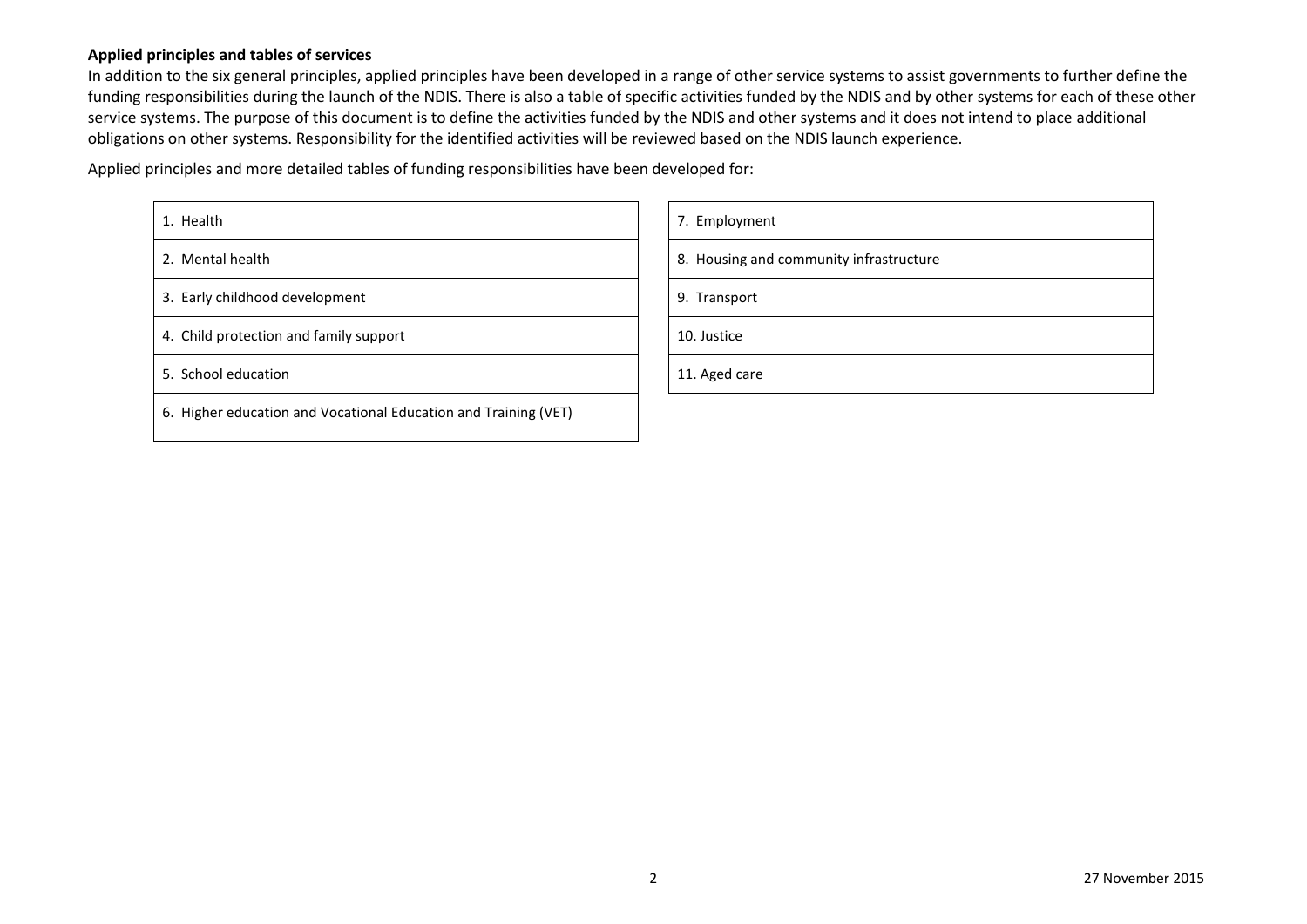**Applied principles and tables of services**

In addition to the six general principles, applied principles have been developed in a range of other service systems to assist governments to further define the funding responsibilities during the launch of the NDIS. There is also a table of specific activities funded by the NDIS and by other systems for each of these other service systems. The purpose of this document is to define the activities funded by the NDIS and other systems and it does not intend to place additional obligations on other systems. Responsibility for the identified activities will be reviewed based on the NDIS launch experience.

Applied principles and more detailed tables of funding responsibilities have been developed for:

1. Health
2. Mental health
3. Early childhood development
4. Child protection and family support
5. School education
6. Higher education and Vocational Education and Training (VET)
7. Employment
8. Housing and community infrastructure
9. Transport
10. Justice
11. Aged care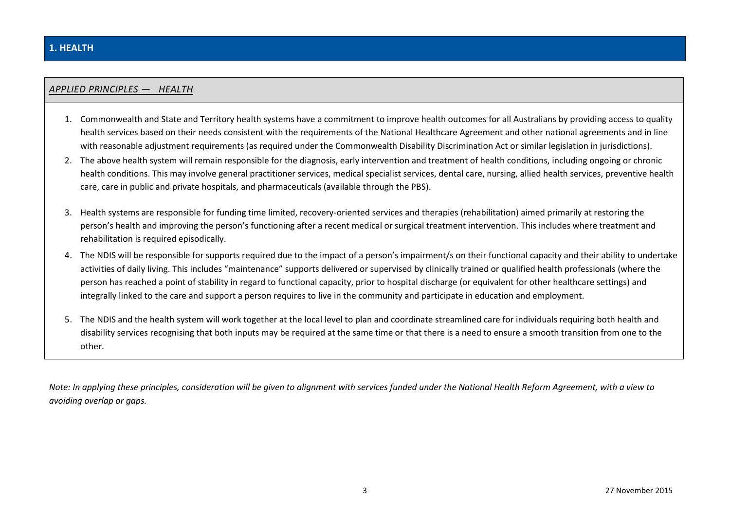## 1. HEALTH

### *APPLIED PRINCIPLES — HEALTH*

1. Commonwealth and State and Territory health systems have a commitment to improve health outcomes for all Australians by providing access to quality health services based on their needs consistent with the requirements of the National Healthcare Agreement and other national agreements and in line with reasonable adjustment requirements (as required under the Commonwealth Disability Discrimination Act or similar legislation in jurisdictions).
2. The above health system will remain responsible for the diagnosis, early intervention and treatment of health conditions, including ongoing or chronic health conditions. This may involve general practitioner services, medical specialist services, dental care, nursing, allied health services, preventive health care, care in public and private hospitals, and pharmaceuticals (available through the PBS).
3. Health systems are responsible for funding time limited, recovery-oriented services and therapies (rehabilitation) aimed primarily at restoring the person's health and improving the person's functioning after a recent medical or surgical treatment intervention. This includes where treatment and rehabilitation is required episodically.
4. The NDIS will be responsible for supports required due to the impact of a person's impairment/s on their functional capacity and their ability to undertake activities of daily living. This includes "maintenance" supports delivered or supervised by clinically trained or qualified health professionals (where the person has reached a point of stability in regard to functional capacity, prior to hospital discharge (or equivalent for other healthcare settings) and integrally linked to the care and support a person requires to live in the community and participate in education and employment.
5. The NDIS and the health system will work together at the local level to plan and coordinate streamlined care for individuals requiring both health and disability services recognising that both inputs may be required at the same time or that there is a need to ensure a smooth transition from one to the other.

*Note: In applying these principles, consideration will be given to alignment with services funded under the National Health Reform Agreement, with a view to avoiding overlap or gaps.*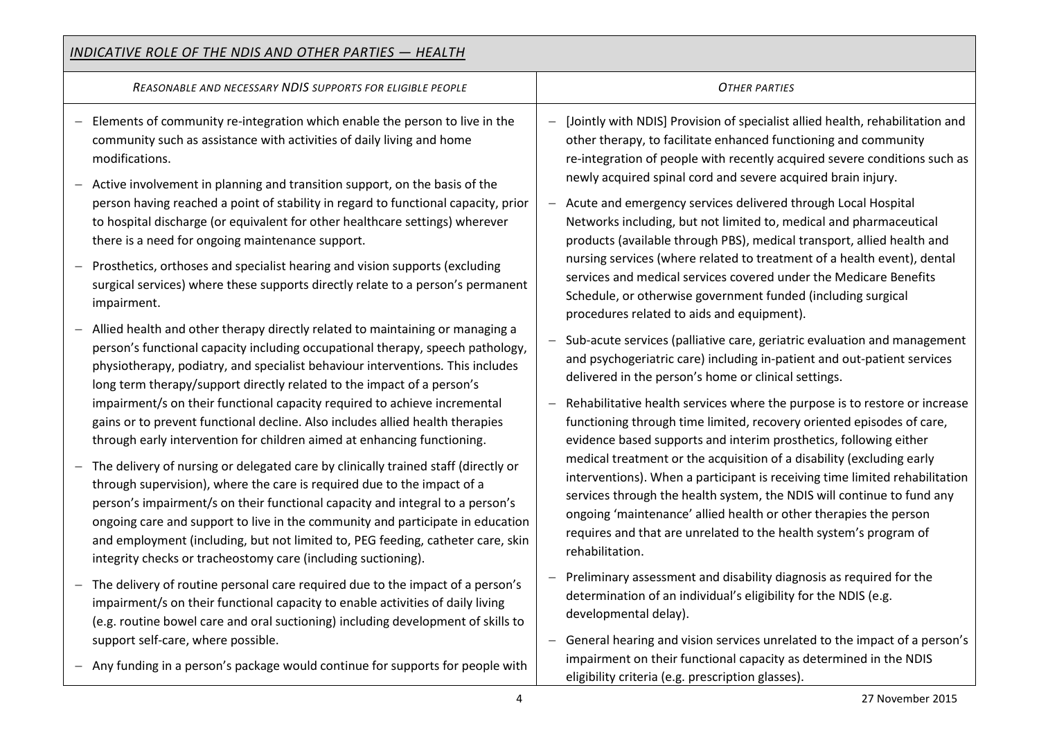| *INDICATIVE ROLE OF THE NDIS AND OTHER PARTIES — HEALTH* | |
|---|---|
| *REASONABLE AND NECESSARY NDIS SUPPORTS FOR ELIGIBLE PEOPLE* | *OTHER PARTIES* |
| – Elements of community re-integration which enable the person to live in the community such as assistance with activities of daily living and home modifications.<br>– Active involvement in planning and transition support, on the basis of the person having reached a point of stability in regard to functional capacity, prior to hospital discharge (or equivalent for other healthcare settings) wherever there is a need for ongoing maintenance support.<br>– Prosthetics, orthoses and specialist hearing and vision supports (excluding surgical services) where these supports directly relate to a person's permanent impairment.<br>– Allied health and other therapy directly related to maintaining or managing a person's functional capacity including occupational therapy, speech pathology, physiotherapy, podiatry, and specialist behaviour interventions. This includes long term therapy/support directly related to the impact of a person's impairment/s on their functional capacity required to achieve incremental gains or to prevent functional decline. Also includes allied health therapies through early intervention for children aimed at enhancing functioning.<br>– The delivery of nursing or delegated care by clinically trained staff (directly or through supervision), where the care is required due to the impact of a person's impairment/s on their functional capacity and integral to a person's ongoing care and support to live in the community and participate in education and employment (including, but not limited to, PEG feeding, catheter care, skin integrity checks or tracheostomy care (including suctioning).<br>– The delivery of routine personal care required due to the impact of a person's impairment/s on their functional capacity to enable activities of daily living (e.g. routine bowel care and oral suctioning) including development of skills to support self-care, where possible.<br>– Any funding in a person's package would continue for supports for people with | – [Jointly with NDIS] Provision of specialist allied health, rehabilitation and other therapy, to facilitate enhanced functioning and community re-integration of people with recently acquired severe conditions such as newly acquired spinal cord and severe acquired brain injury.<br>– Acute and emergency services delivered through Local Hospital Networks including, but not limited to, medical and pharmaceutical products (available through PBS), medical transport, allied health and nursing services (where related to treatment of a health event), dental services and medical services covered under the Medicare Benefits Schedule, or otherwise government funded (including surgical procedures related to aids and equipment).<br>– Sub-acute services (palliative care, geriatric evaluation and management and psychogeriatric care) including in-patient and out-patient services delivered in the person's home or clinical settings.<br>– Rehabilitative health services where the purpose is to restore or increase functioning through time limited, recovery oriented episodes of care, evidence based supports and interim prosthetics, following either medical treatment or the acquisition of a disability (excluding early interventions). When a participant is receiving time limited rehabilitation services through the health system, the NDIS will continue to fund any ongoing 'maintenance' allied health or other therapies the person requires and that are unrelated to the health system's program of rehabilitation.<br>– Preliminary assessment and disability diagnosis as required for the determination of an individual's eligibility for the NDIS (e.g. developmental delay).<br>– General hearing and vision services unrelated to the impact of a person's impairment on their functional capacity as determined in the NDIS eligibility criteria (e.g. prescription glasses). |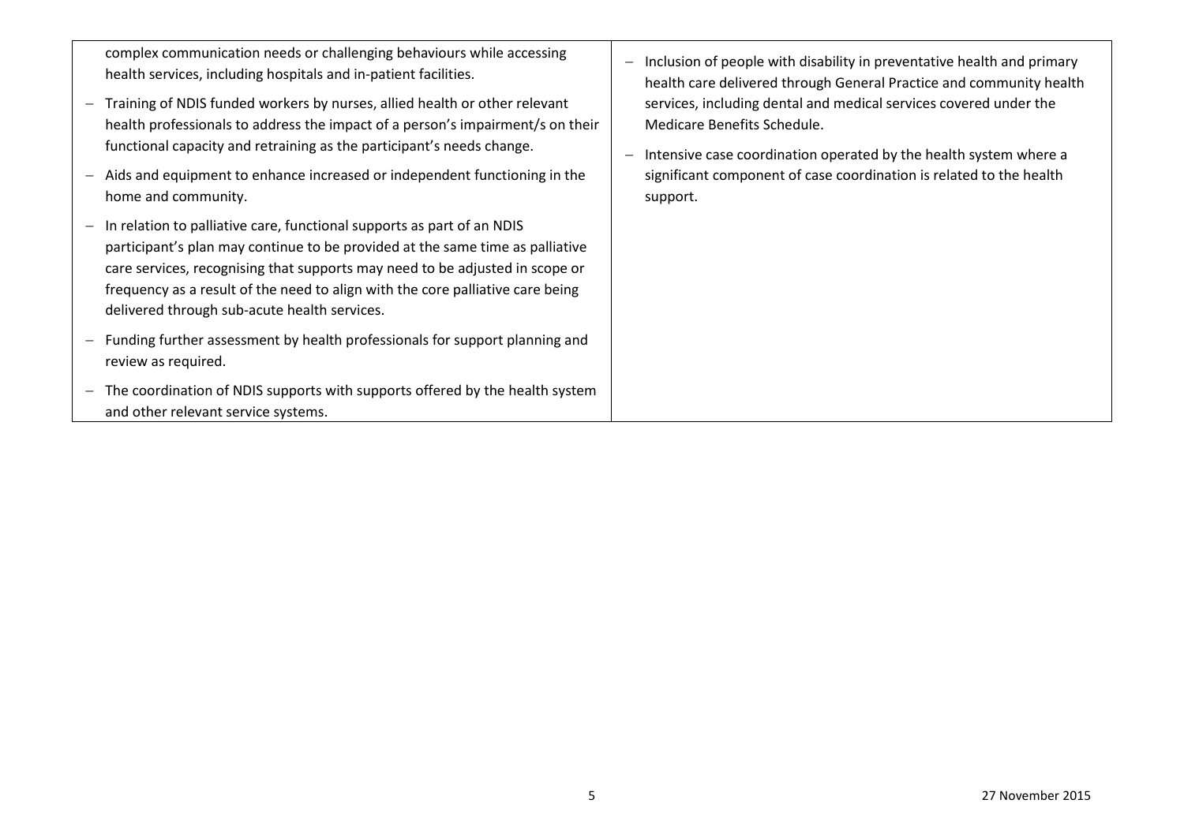| | |
|---|---|
| complex communication needs or challenging behaviours while accessing health services, including hospitals and in-patient facilities.<br>– Training of NDIS funded workers by nurses, allied health or other relevant health professionals to address the impact of a person's impairment/s on their functional capacity and retraining as the participant's needs change.<br>– Aids and equipment to enhance increased or independent functioning in the home and community.<br>– In relation to palliative care, functional supports as part of an NDIS participant's plan may continue to be provided at the same time as palliative care services, recognising that supports may need to be adjusted in scope or frequency as a result of the need to align with the core palliative care being delivered through sub-acute health services.<br>– Funding further assessment by health professionals for support planning and review as required.<br>– The coordination of NDIS supports with supports offered by the health system and other relevant service systems. | – Inclusion of people with disability in preventative health and primary health care delivered through General Practice and community health services, including dental and medical services covered under the Medicare Benefits Schedule.<br>– Intensive case coordination operated by the health system where a significant component of case coordination is related to the health support. |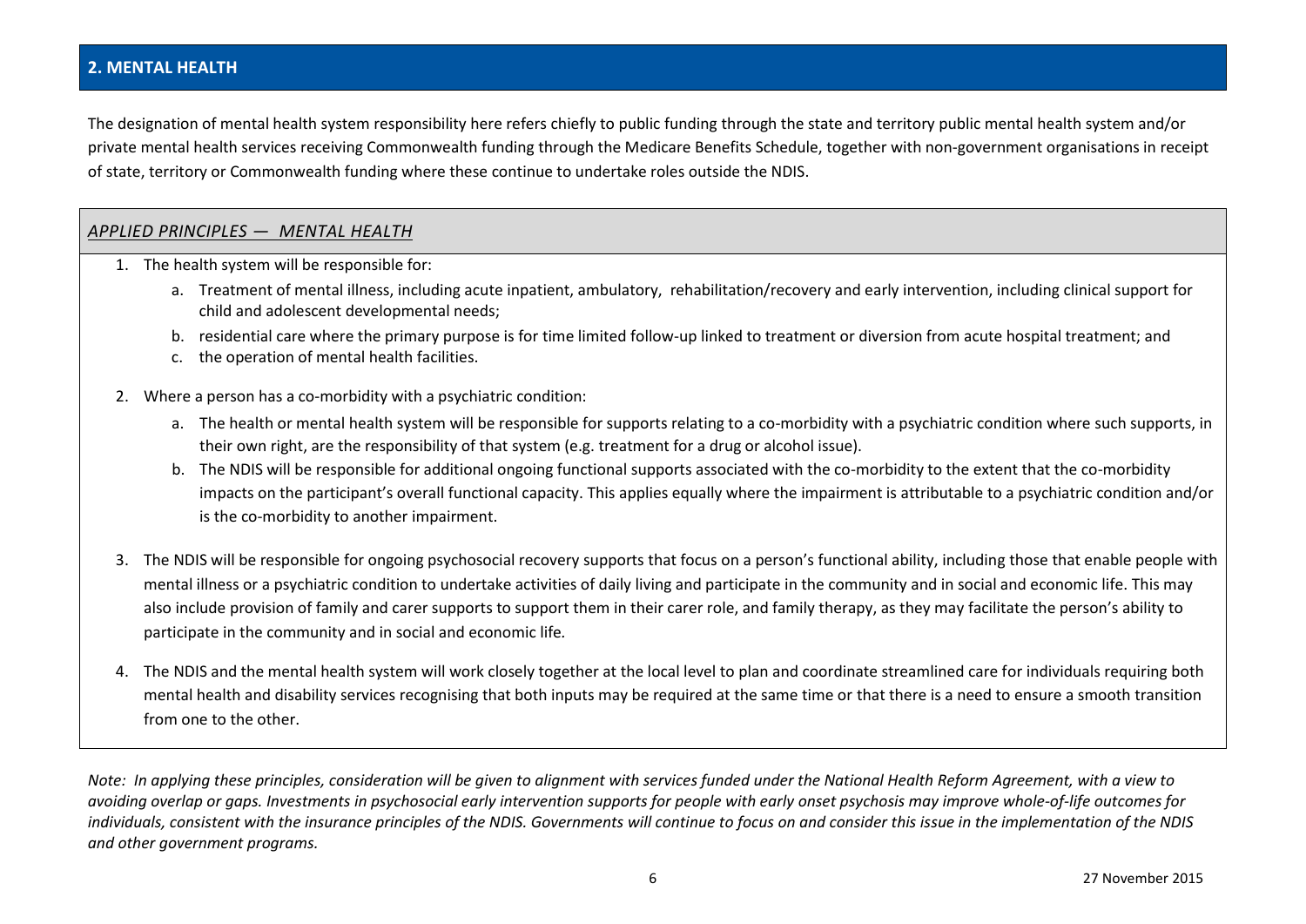## 2. MENTAL HEALTH

The designation of mental health system responsibility here refers chiefly to public funding through the state and territory public mental health system and/or private mental health services receiving Commonwealth funding through the Medicare Benefits Schedule, together with non-government organisations in receipt of state, territory or Commonwealth funding where these continue to undertake roles outside the NDIS.

### *APPLIED PRINCIPLES — MENTAL HEALTH*

1. The health system will be responsible for:
   a. Treatment of mental illness, including acute inpatient, ambulatory, rehabilitation/recovery and early intervention, including clinical support for child and adolescent developmental needs;
   b. residential care where the primary purpose is for time limited follow-up linked to treatment or diversion from acute hospital treatment; and
   c. the operation of mental health facilities.
2. Where a person has a co-morbidity with a psychiatric condition:
   a. The health or mental health system will be responsible for supports relating to a co-morbidity with a psychiatric condition where such supports, in their own right, are the responsibility of that system (e.g. treatment for a drug or alcohol issue).
   b. The NDIS will be responsible for additional ongoing functional supports associated with the co-morbidity to the extent that the co-morbidity impacts on the participant's overall functional capacity. This applies equally where the impairment is attributable to a psychiatric condition and/or is the co-morbidity to another impairment.
3. The NDIS will be responsible for ongoing psychosocial recovery supports that focus on a person's functional ability, including those that enable people with mental illness or a psychiatric condition to undertake activities of daily living and participate in the community and in social and economic life. This may also include provision of family and carer supports to support them in their carer role, and family therapy, as they may facilitate the person's ability to participate in the community and in social and economic life.
4. The NDIS and the mental health system will work closely together at the local level to plan and coordinate streamlined care for individuals requiring both mental health and disability services recognising that both inputs may be required at the same time or that there is a need to ensure a smooth transition from one to the other.

*Note: In applying these principles, consideration will be given to alignment with services funded under the National Health Reform Agreement, with a view to avoiding overlap or gaps. Investments in psychosocial early intervention supports for people with early onset psychosis may improve whole-of-life outcomes for individuals, consistent with the insurance principles of the NDIS. Governments will continue to focus on and consider this issue in the implementation of the NDIS and other government programs.*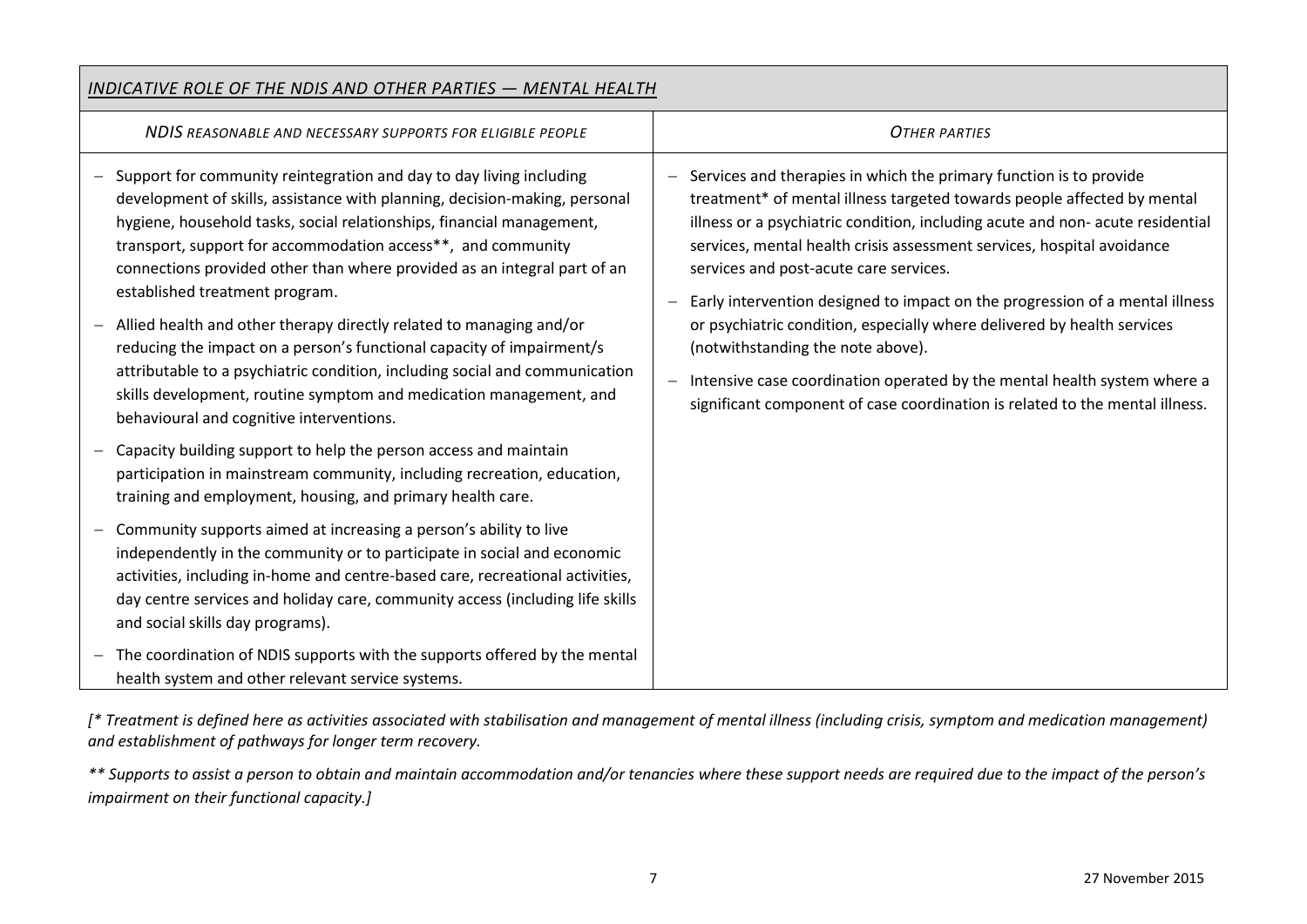| *INDICATIVE ROLE OF THE NDIS AND OTHER PARTIES — MENTAL HEALTH* | |
|---|---|
| *NDIS REASONABLE AND NECESSARY SUPPORTS FOR ELIGIBLE PEOPLE* | *OTHER PARTIES* |
| – Support for community reintegration and day to day living including development of skills, assistance with planning, decision-making, personal hygiene, household tasks, social relationships, financial management, transport, support for accommodation access**, and community connections provided other than where provided as an integral part of an established treatment program.<br>– Allied health and other therapy directly related to managing and/or reducing the impact on a person's functional capacity of impairment/s attributable to a psychiatric condition, including social and communication skills development, routine symptom and medication management, and behavioural and cognitive interventions.<br>– Capacity building support to help the person access and maintain participation in mainstream community, including recreation, education, training and employment, housing, and primary health care.<br>– Community supports aimed at increasing a person's ability to live independently in the community or to participate in social and economic activities, including in-home and centre-based care, recreational activities, day centre services and holiday care, community access (including life skills and social skills day programs).<br>– The coordination of NDIS supports with the supports offered by the mental health system and other relevant service systems. | – Services and therapies in which the primary function is to provide treatment* of mental illness targeted towards people affected by mental illness or a psychiatric condition, including acute and non- acute residential services, mental health crisis assessment services, hospital avoidance services and post-acute care services.<br>– Early intervention designed to impact on the progression of a mental illness or psychiatric condition, especially where delivered by health services (notwithstanding the note above).<br>– Intensive case coordination operated by the mental health system where a significant component of case coordination is related to the mental illness. |

*[* Treatment is defined here as activities associated with stabilisation and management of mental illness (including crisis, symptom and medication management) and establishment of pathways for longer term recovery.*

*** Supports to assist a person to obtain and maintain accommodation and/or tenancies where these support needs are required due to the impact of the person's impairment on their functional capacity.]*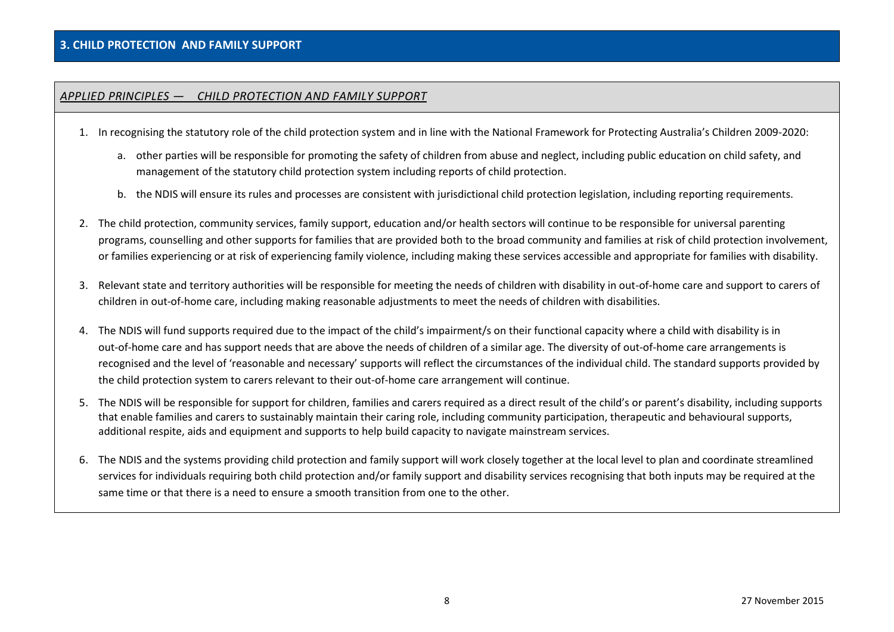## 3. CHILD PROTECTION AND FAMILY SUPPORT

### *APPLIED PRINCIPLES — CHILD PROTECTION AND FAMILY SUPPORT*

1. In recognising the statutory role of the child protection system and in line with the National Framework for Protecting Australia's Children 2009-2020:

   a. other parties will be responsible for promoting the safety of children from abuse and neglect, including public education on child safety, and management of the statutory child protection system including reports of child protection.

   b. the NDIS will ensure its rules and processes are consistent with jurisdictional child protection legislation, including reporting requirements.

2. The child protection, community services, family support, education and/or health sectors will continue to be responsible for universal parenting programs, counselling and other supports for families that are provided both to the broad community and families at risk of child protection involvement, or families experiencing or at risk of experiencing family violence, including making these services accessible and appropriate for families with disability.

3. Relevant state and territory authorities will be responsible for meeting the needs of children with disability in out-of-home care and support to carers of children in out-of-home care, including making reasonable adjustments to meet the needs of children with disabilities.

4. The NDIS will fund supports required due to the impact of the child's impairment/s on their functional capacity where a child with disability is in out-of-home care and has support needs that are above the needs of children of a similar age. The diversity of out-of-home care arrangements is recognised and the level of 'reasonable and necessary' supports will reflect the circumstances of the individual child. The standard supports provided by the child protection system to carers relevant to their out-of-home care arrangement will continue.

5. The NDIS will be responsible for support for children, families and carers required as a direct result of the child's or parent's disability, including supports that enable families and carers to sustainably maintain their caring role, including community participation, therapeutic and behavioural supports, additional respite, aids and equipment and supports to help build capacity to navigate mainstream services.

6. The NDIS and the systems providing child protection and family support will work closely together at the local level to plan and coordinate streamlined services for individuals requiring both child protection and/or family support and disability services recognising that both inputs may be required at the same time or that there is a need to ensure a smooth transition from one to the other.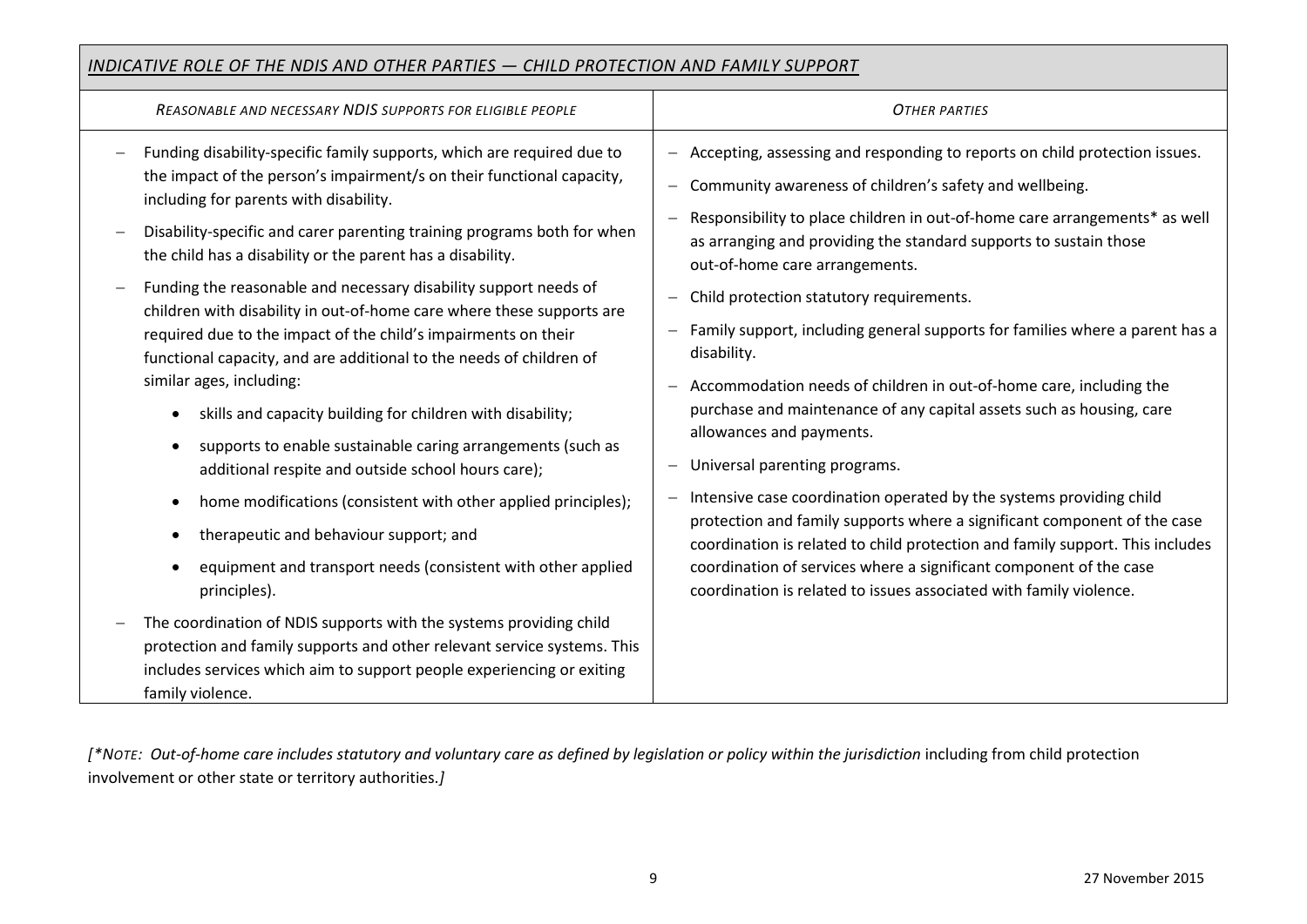| *INDICATIVE ROLE OF THE NDIS AND OTHER PARTIES — CHILD PROTECTION AND FAMILY SUPPORT* | |
|---|---|
| *REASONABLE AND NECESSARY NDIS SUPPORTS FOR ELIGIBLE PEOPLE* | *OTHER PARTIES* |
| – Funding disability-specific family supports, which are required due to the impact of the person's impairment/s on their functional capacity, including for parents with disability.<br>– Disability-specific and carer parenting training programs both for when the child has a disability or the parent has a disability.<br>– Funding the reasonable and necessary disability support needs of children with disability in out-of-home care where these supports are required due to the impact of the child's impairments on their functional capacity, and are additional to the needs of children of similar ages, including:<br>• skills and capacity building for children with disability;<br>• supports to enable sustainable caring arrangements (such as additional respite and outside school hours care);<br>• home modifications (consistent with other applied principles);<br>• therapeutic and behaviour support; and<br>• equipment and transport needs (consistent with other applied principles).<br>– The coordination of NDIS supports with the systems providing child protection and family supports and other relevant service systems. This includes services which aim to support people experiencing or exiting family violence. | – Accepting, assessing and responding to reports on child protection issues.<br>– Community awareness of children's safety and wellbeing.<br>– Responsibility to place children in out-of-home care arrangements* as well as arranging and providing the standard supports to sustain those out-of-home care arrangements.<br>– Child protection statutory requirements.<br>– Family support, including general supports for families where a parent has a disability.<br>– Accommodation needs of children in out-of-home care, including the purchase and maintenance of any capital assets such as housing, care allowances and payments.<br>– Universal parenting programs.<br>– Intensive case coordination operated by the systems providing child protection and family supports where a significant component of the case coordination is related to child protection and family support. This includes coordination of services where a significant component of the case coordination is related to issues associated with family violence. |

*[*NOTE: Out-of-home care includes statutory and voluntary care as defined by legislation or policy within the jurisdiction* including from child protection involvement or other state or territory authorities.*]*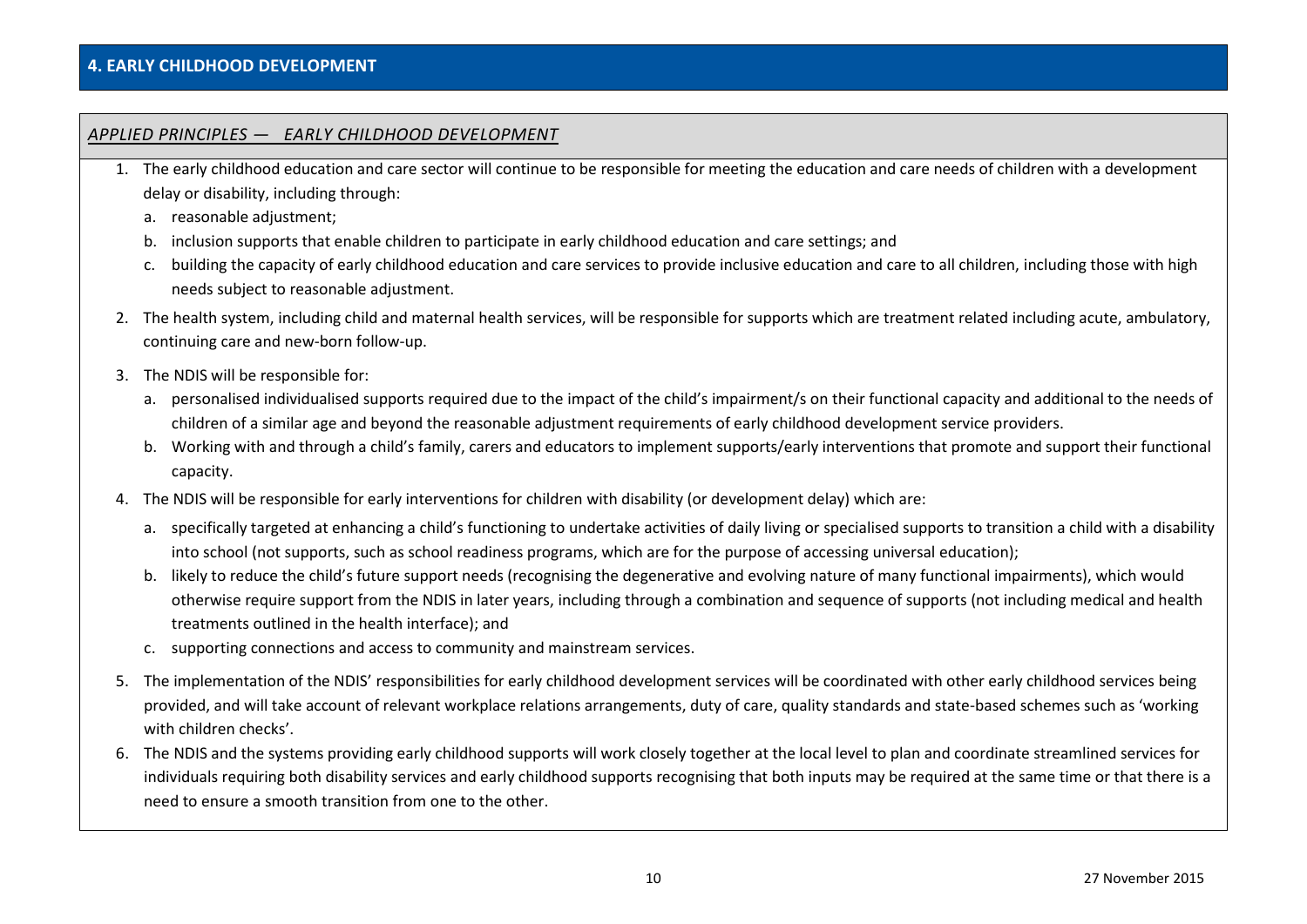## 4. EARLY CHILDHOOD DEVELOPMENT

### *APPLIED PRINCIPLES — EARLY CHILDHOOD DEVELOPMENT*

1. The early childhood education and care sector will continue to be responsible for meeting the education and care needs of children with a development delay or disability, including through:
   a. reasonable adjustment;
   b. inclusion supports that enable children to participate in early childhood education and care settings; and
   c. building the capacity of early childhood education and care services to provide inclusive education and care to all children, including those with high needs subject to reasonable adjustment.
2. The health system, including child and maternal health services, will be responsible for supports which are treatment related including acute, ambulatory, continuing care and new-born follow-up.
3. The NDIS will be responsible for:
   a. personalised individualised supports required due to the impact of the child's impairment/s on their functional capacity and additional to the needs of children of a similar age and beyond the reasonable adjustment requirements of early childhood development service providers.
   b. Working with and through a child's family, carers and educators to implement supports/early interventions that promote and support their functional capacity.
4. The NDIS will be responsible for early interventions for children with disability (or development delay) which are:
   a. specifically targeted at enhancing a child's functioning to undertake activities of daily living or specialised supports to transition a child with a disability into school (not supports, such as school readiness programs, which are for the purpose of accessing universal education);
   b. likely to reduce the child's future support needs (recognising the degenerative and evolving nature of many functional impairments), which would otherwise require support from the NDIS in later years, including through a combination and sequence of supports (not including medical and health treatments outlined in the health interface); and
   c. supporting connections and access to community and mainstream services.
5. The implementation of the NDIS' responsibilities for early childhood development services will be coordinated with other early childhood services being provided, and will take account of relevant workplace relations arrangements, duty of care, quality standards and state-based schemes such as 'working with children checks'.
6. The NDIS and the systems providing early childhood supports will work closely together at the local level to plan and coordinate streamlined services for individuals requiring both disability services and early childhood supports recognising that both inputs may be required at the same time or that there is a need to ensure a smooth transition from one to the other.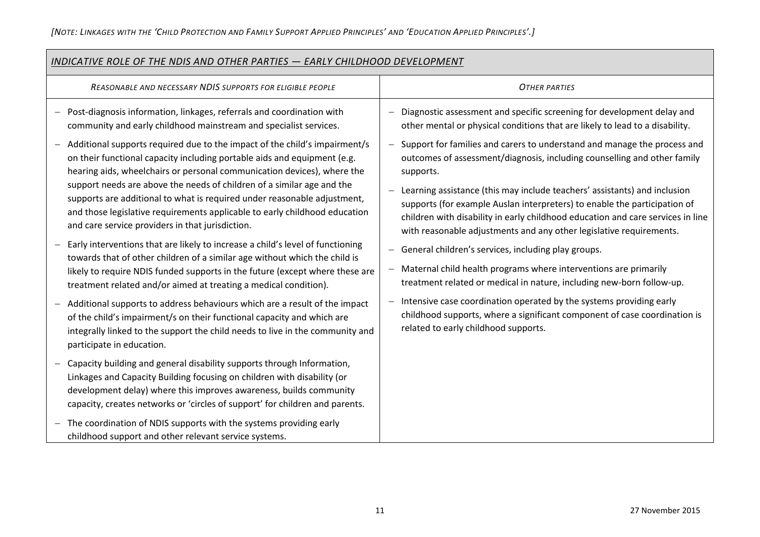*[Note: Linkages with the 'Child Protection and Family Support Applied Principles' and 'Education Applied Principles'.]*

| *Indicative role of the NDIS and other parties — Early Childhood Development* | |
|---|---|
| *Reasonable and necessary NDIS supports for eligible people* | *Other parties* |
| – Post-diagnosis information, linkages, referrals and coordination with community and early childhood mainstream and specialist services.<br><br>– Additional supports required due to the impact of the child's impairment/s on their functional capacity including portable aids and equipment (e.g. hearing aids, wheelchairs or personal communication devices), where the support needs are above the needs of children of a similar age and the supports are additional to what is required under reasonable adjustment, and those legislative requirements applicable to early childhood education and care service providers in that jurisdiction.<br><br>– Early interventions that are likely to increase a child's level of functioning towards that of other children of a similar age without which the child is likely to require NDIS funded supports in the future (except where these are treatment related and/or aimed at treating a medical condition).<br><br>– Additional supports to address behaviours which are a result of the impact of the child's impairment/s on their functional capacity and which are integrally linked to the support the child needs to live in the community and participate in education.<br><br>– Capacity building and general disability supports through Information, Linkages and Capacity Building focusing on children with disability (or development delay) where this improves awareness, builds community capacity, creates networks or 'circles of support' for children and parents.<br><br>– The coordination of NDIS supports with the systems providing early childhood support and other relevant service systems. | – Diagnostic assessment and specific screening for development delay and other mental or physical conditions that are likely to lead to a disability.<br><br>– Support for families and carers to understand and manage the process and outcomes of assessment/diagnosis, including counselling and other family supports.<br><br>– Learning assistance (this may include teachers' assistants) and inclusion supports (for example Auslan interpreters) to enable the participation of children with disability in early childhood education and care services in line with reasonable adjustments and any other legislative requirements.<br><br>– General children's services, including play groups.<br><br>– Maternal child health programs where interventions are primarily treatment related or medical in nature, including new-born follow-up.<br><br>– Intensive case coordination operated by the systems providing early childhood supports, where a significant component of case coordination is related to early childhood supports. |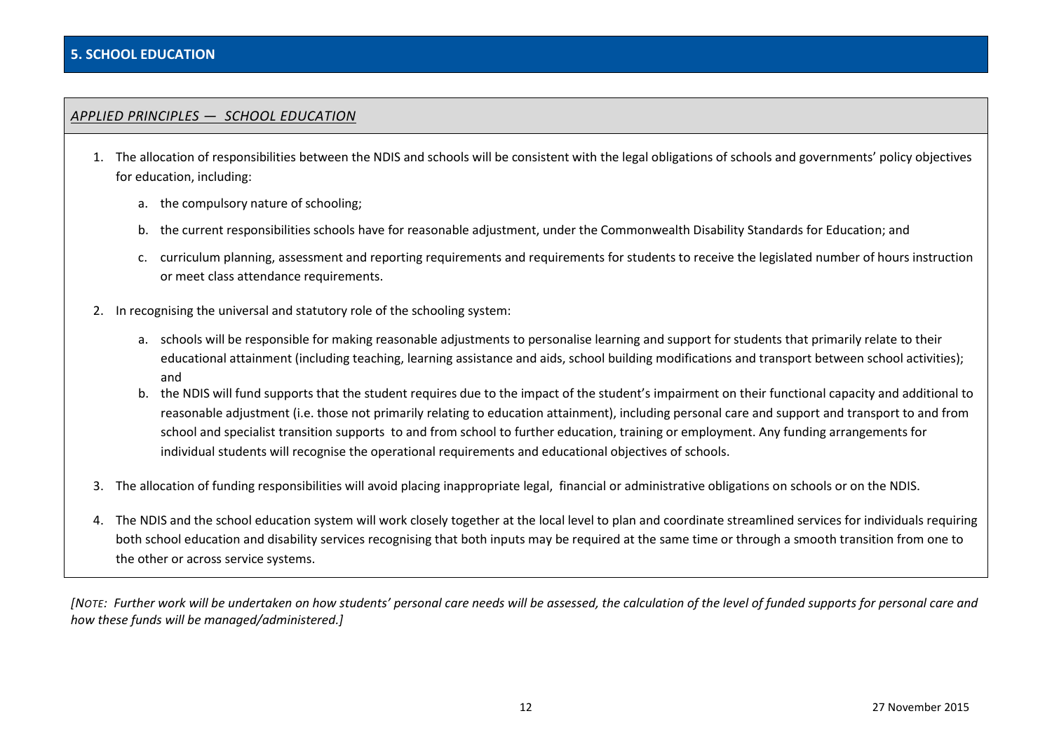## 5. SCHOOL EDUCATION

### *APPLIED PRINCIPLES — SCHOOL EDUCATION*

1. The allocation of responsibilities between the NDIS and schools will be consistent with the legal obligations of schools and governments' policy objectives for education, including:
   a. the compulsory nature of schooling;
   b. the current responsibilities schools have for reasonable adjustment, under the Commonwealth Disability Standards for Education; and
   c. curriculum planning, assessment and reporting requirements and requirements for students to receive the legislated number of hours instruction or meet class attendance requirements.
2. In recognising the universal and statutory role of the schooling system:
   a. schools will be responsible for making reasonable adjustments to personalise learning and support for students that primarily relate to their educational attainment (including teaching, learning assistance and aids, school building modifications and transport between school activities); and
   b. the NDIS will fund supports that the student requires due to the impact of the student's impairment on their functional capacity and additional to reasonable adjustment (i.e. those not primarily relating to education attainment), including personal care and support and transport to and from school and specialist transition supports to and from school to further education, training or employment. Any funding arrangements for individual students will recognise the operational requirements and educational objectives of schools.
3. The allocation of funding responsibilities will avoid placing inappropriate legal, financial or administrative obligations on schools or on the NDIS.
4. The NDIS and the school education system will work closely together at the local level to plan and coordinate streamlined services for individuals requiring both school education and disability services recognising that both inputs may be required at the same time or through a smooth transition from one to the other or across service systems.

*[NOTE: Further work will be undertaken on how students' personal care needs will be assessed, the calculation of the level of funded supports for personal care and how these funds will be managed/administered.]*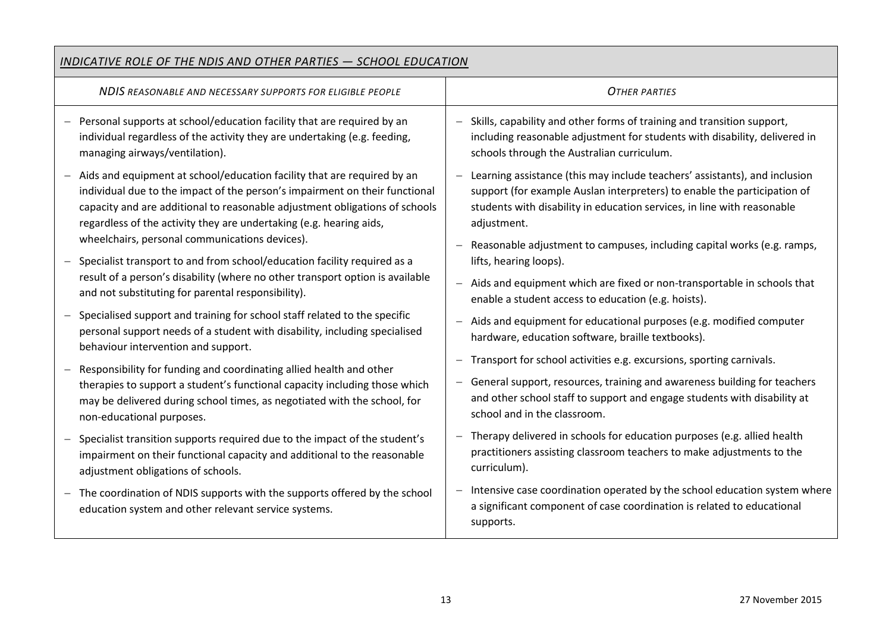## *INDICATIVE ROLE OF THE NDIS AND OTHER PARTIES — SCHOOL EDUCATION*

| *NDIS REASONABLE AND NECESSARY SUPPORTS FOR ELIGIBLE PEOPLE* | *OTHER PARTIES* |
|---|---|
| – Personal supports at school/education facility that are required by an individual regardless of the activity they are undertaking (e.g. feeding, managing airways/ventilation).<br><br>– Aids and equipment at school/education facility that are required by an individual due to the impact of the person's impairment on their functional capacity and are additional to reasonable adjustment obligations of schools regardless of the activity they are undertaking (e.g. hearing aids, wheelchairs, personal communications devices).<br><br>– Specialist transport to and from school/education facility required as a result of a person's disability (where no other transport option is available and not substituting for parental responsibility).<br><br>– Specialised support and training for school staff related to the specific personal support needs of a student with disability, including specialised behaviour intervention and support.<br><br>– Responsibility for funding and coordinating allied health and other therapies to support a student's functional capacity including those which may be delivered during school times, as negotiated with the school, for non-educational purposes.<br><br>– Specialist transition supports required due to the impact of the student's impairment on their functional capacity and additional to the reasonable adjustment obligations of schools.<br><br>– The coordination of NDIS supports with the supports offered by the school education system and other relevant service systems. | – Skills, capability and other forms of training and transition support, including reasonable adjustment for students with disability, delivered in schools through the Australian curriculum.<br><br>– Learning assistance (this may include teachers' assistants), and inclusion support (for example Auslan interpreters) to enable the participation of students with disability in education services, in line with reasonable adjustment.<br><br>– Reasonable adjustment to campuses, including capital works (e.g. ramps, lifts, hearing loops).<br><br>– Aids and equipment which are fixed or non-transportable in schools that enable a student access to education (e.g. hoists).<br><br>– Aids and equipment for educational purposes (e.g. modified computer hardware, education software, braille textbooks).<br><br>– Transport for school activities e.g. excursions, sporting carnivals.<br><br>– General support, resources, training and awareness building for teachers and other school staff to support and engage students with disability at school and in the classroom.<br><br>– Therapy delivered in schools for education purposes (e.g. allied health practitioners assisting classroom teachers to make adjustments to the curriculum).<br><br>– Intensive case coordination operated by the school education system where a significant component of case coordination is related to educational supports. |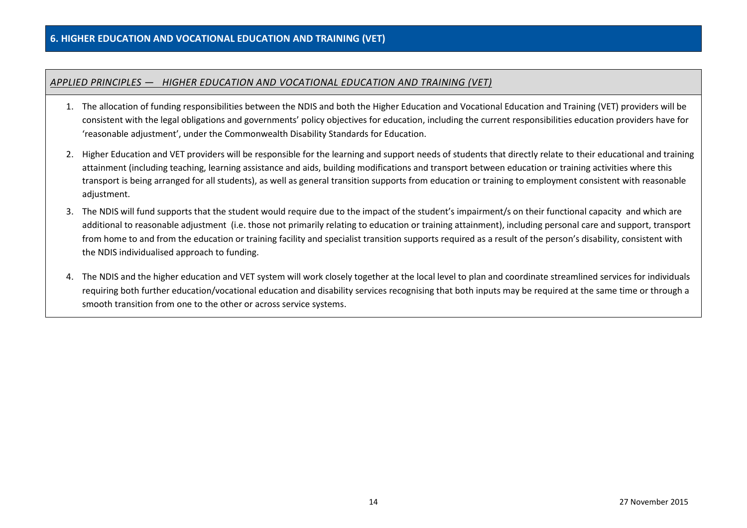## 6. HIGHER EDUCATION AND VOCATIONAL EDUCATION AND TRAINING (VET)

### *APPLIED PRINCIPLES — HIGHER EDUCATION AND VOCATIONAL EDUCATION AND TRAINING (VET)*

1. The allocation of funding responsibilities between the NDIS and both the Higher Education and Vocational Education and Training (VET) providers will be consistent with the legal obligations and governments' policy objectives for education, including the current responsibilities education providers have for 'reasonable adjustment', under the Commonwealth Disability Standards for Education.

2. Higher Education and VET providers will be responsible for the learning and support needs of students that directly relate to their educational and training attainment (including teaching, learning assistance and aids, building modifications and transport between education or training activities where this transport is being arranged for all students), as well as general transition supports from education or training to employment consistent with reasonable adjustment.

3. The NDIS will fund supports that the student would require due to the impact of the student's impairment/s on their functional capacity and which are additional to reasonable adjustment (i.e. those not primarily relating to education or training attainment), including personal care and support, transport from home to and from the education or training facility and specialist transition supports required as a result of the person's disability, consistent with the NDIS individualised approach to funding.

4. The NDIS and the higher education and VET system will work closely together at the local level to plan and coordinate streamlined services for individuals requiring both further education/vocational education and disability services recognising that both inputs may be required at the same time or through a smooth transition from one to the other or across service systems.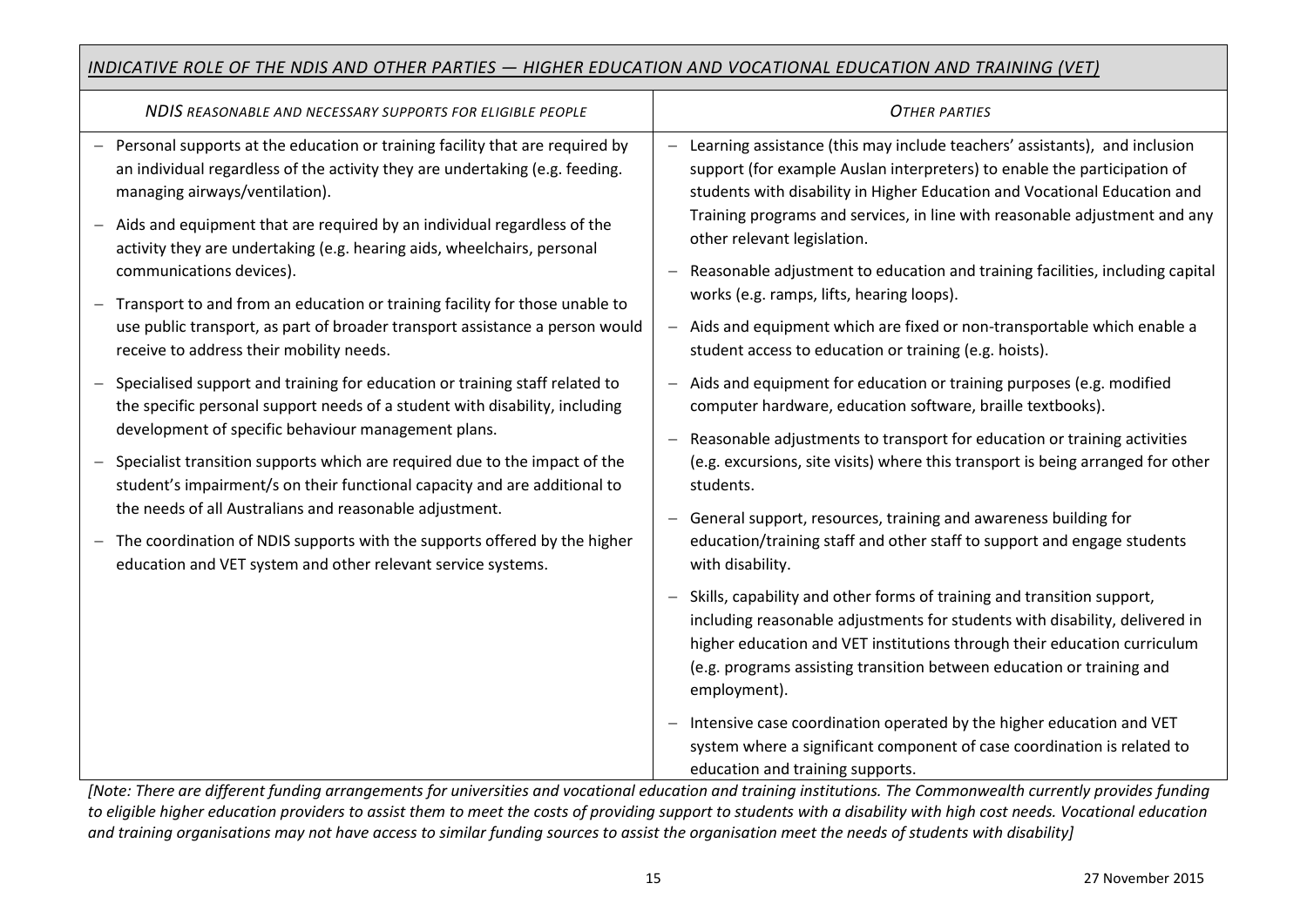## *INDICATIVE ROLE OF THE NDIS AND OTHER PARTIES — HIGHER EDUCATION AND VOCATIONAL EDUCATION AND TRAINING (VET)*

| *NDIS REASONABLE AND NECESSARY SUPPORTS FOR ELIGIBLE PEOPLE* | *OTHER PARTIES* |
|---|---|
| – Personal supports at the education or training facility that are required by an individual regardless of the activity they are undertaking (e.g. feeding. managing airways/ventilation).<br>– Aids and equipment that are required by an individual regardless of the activity they are undertaking (e.g. hearing aids, wheelchairs, personal communications devices).<br>– Transport to and from an education or training facility for those unable to use public transport, as part of broader transport assistance a person would receive to address their mobility needs.<br>– Specialised support and training for education or training staff related to the specific personal support needs of a student with disability, including development of specific behaviour management plans.<br>– Specialist transition supports which are required due to the impact of the student's impairment/s on their functional capacity and are additional to the needs of all Australians and reasonable adjustment.<br>– The coordination of NDIS supports with the supports offered by the higher education and VET system and other relevant service systems. | – Learning assistance (this may include teachers' assistants), and inclusion support (for example Auslan interpreters) to enable the participation of students with disability in Higher Education and Vocational Education and Training programs and services, in line with reasonable adjustment and any other relevant legislation.<br>– Reasonable adjustment to education and training facilities, including capital works (e.g. ramps, lifts, hearing loops).<br>– Aids and equipment which are fixed or non-transportable which enable a student access to education or training (e.g. hoists).<br>– Aids and equipment for education or training purposes (e.g. modified computer hardware, education software, braille textbooks).<br>– Reasonable adjustments to transport for education or training activities (e.g. excursions, site visits) where this transport is being arranged for other students.<br>– General support, resources, training and awareness building for education/training staff and other staff to support and engage students with disability.<br>– Skills, capability and other forms of training and transition support, including reasonable adjustments for students with disability, delivered in higher education and VET institutions through their education curriculum (e.g. programs assisting transition between education or training and employment).<br>– Intensive case coordination operated by the higher education and VET system where a significant component of case coordination is related to education and training supports. |

*[Note: There are different funding arrangements for universities and vocational education and training institutions. The Commonwealth currently provides funding to eligible higher education providers to assist them to meet the costs of providing support to students with a disability with high cost needs. Vocational education and training organisations may not have access to similar funding sources to assist the organisation meet the needs of students with disability]*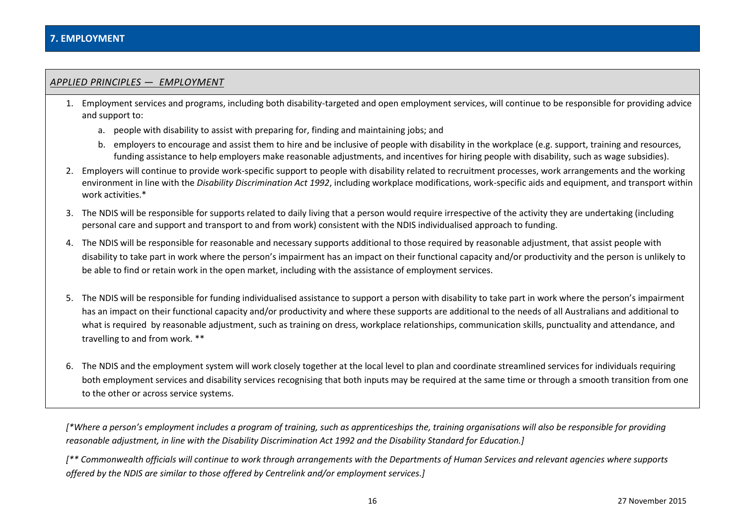## 7. EMPLOYMENT

### *APPLIED PRINCIPLES — EMPLOYMENT*

1. Employment services and programs, including both disability-targeted and open employment services, will continue to be responsible for providing advice and support to:
   a. people with disability to assist with preparing for, finding and maintaining jobs; and
   b. employers to encourage and assist them to hire and be inclusive of people with disability in the workplace (e.g. support, training and resources, funding assistance to help employers make reasonable adjustments, and incentives for hiring people with disability, such as wage subsidies).
2. Employers will continue to provide work-specific support to people with disability related to recruitment processes, work arrangements and the working environment in line with the *Disability Discrimination Act 1992*, including workplace modifications, work-specific aids and equipment, and transport within work activities.*
3. The NDIS will be responsible for supports related to daily living that a person would require irrespective of the activity they are undertaking (including personal care and support and transport to and from work) consistent with the NDIS individualised approach to funding.
4. The NDIS will be responsible for reasonable and necessary supports additional to those required by reasonable adjustment, that assist people with disability to take part in work where the person's impairment has an impact on their functional capacity and/or productivity and the person is unlikely to be able to find or retain work in the open market, including with the assistance of employment services.
5. The NDIS will be responsible for funding individualised assistance to support a person with disability to take part in work where the person's impairment has an impact on their functional capacity and/or productivity and where these supports are additional to the needs of all Australians and additional to what is required by reasonable adjustment, such as training on dress, workplace relationships, communication skills, punctuality and attendance, and travelling to and from work. **
6. The NDIS and the employment system will work closely together at the local level to plan and coordinate streamlined services for individuals requiring both employment services and disability services recognising that both inputs may be required at the same time or through a smooth transition from one to the other or across service systems.

*[*Where a person's employment includes a program of training, such as apprenticeships the, training organisations will also be responsible for providing reasonable adjustment, in line with the Disability Discrimination Act 1992 and the Disability Standard for Education.]*

*[** Commonwealth officials will continue to work through arrangements with the Departments of Human Services and relevant agencies where supports offered by the NDIS are similar to those offered by Centrelink and/or employment services.]*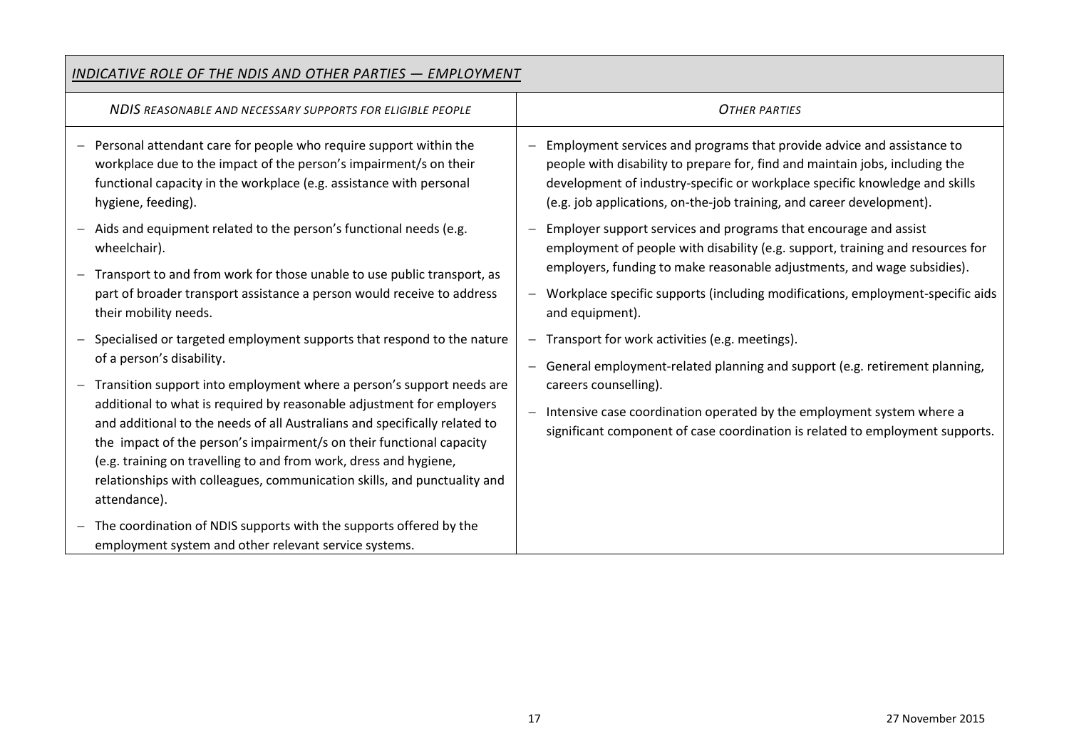| *INDICATIVE ROLE OF THE NDIS AND OTHER PARTIES — EMPLOYMENT* | |
|---|---|
| *NDIS REASONABLE AND NECESSARY SUPPORTS FOR ELIGIBLE PEOPLE* | *OTHER PARTIES* |
| – Personal attendant care for people who require support within the workplace due to the impact of the person's impairment/s on their functional capacity in the workplace (e.g. assistance with personal hygiene, feeding).<br><br>– Aids and equipment related to the person's functional needs (e.g. wheelchair).<br><br>– Transport to and from work for those unable to use public transport, as part of broader transport assistance a person would receive to address their mobility needs.<br><br>– Specialised or targeted employment supports that respond to the nature of a person's disability.<br><br>– Transition support into employment where a person's support needs are additional to what is required by reasonable adjustment for employers and additional to the needs of all Australians and specifically related to the impact of the person's impairment/s on their functional capacity (e.g. training on travelling to and from work, dress and hygiene, relationships with colleagues, communication skills, and punctuality and attendance).<br><br>– The coordination of NDIS supports with the supports offered by the employment system and other relevant service systems. | – Employment services and programs that provide advice and assistance to people with disability to prepare for, find and maintain jobs, including the development of industry-specific or workplace specific knowledge and skills (e.g. job applications, on-the-job training, and career development).<br><br>– Employer support services and programs that encourage and assist employment of people with disability (e.g. support, training and resources for employers, funding to make reasonable adjustments, and wage subsidies).<br><br>– Workplace specific supports (including modifications, employment-specific aids and equipment).<br><br>– Transport for work activities (e.g. meetings).<br><br>– General employment-related planning and support (e.g. retirement planning, careers counselling).<br><br>– Intensive case coordination operated by the employment system where a significant component of case coordination is related to employment supports. |

27 November 2015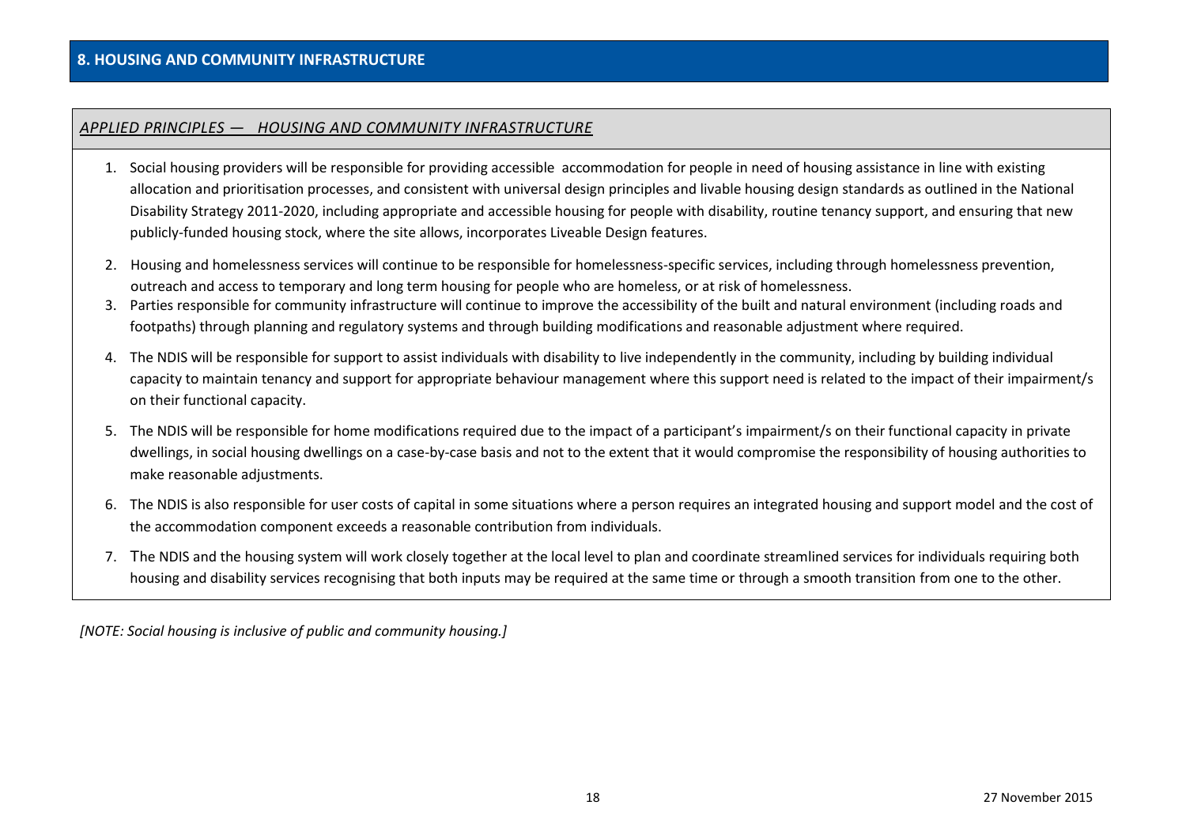## 8. HOUSING AND COMMUNITY INFRASTRUCTURE

*APPLIED PRINCIPLES — HOUSING AND COMMUNITY INFRASTRUCTURE*

1. Social housing providers will be responsible for providing accessible accommodation for people in need of housing assistance in line with existing allocation and prioritisation processes, and consistent with universal design principles and livable housing design standards as outlined in the National Disability Strategy 2011-2020, including appropriate and accessible housing for people with disability, routine tenancy support, and ensuring that new publicly-funded housing stock, where the site allows, incorporates Liveable Design features.
2. Housing and homelessness services will continue to be responsible for homelessness-specific services, including through homelessness prevention, outreach and access to temporary and long term housing for people who are homeless, or at risk of homelessness.
3. Parties responsible for community infrastructure will continue to improve the accessibility of the built and natural environment (including roads and footpaths) through planning and regulatory systems and through building modifications and reasonable adjustment where required.
4. The NDIS will be responsible for support to assist individuals with disability to live independently in the community, including by building individual capacity to maintain tenancy and support for appropriate behaviour management where this support need is related to the impact of their impairment/s on their functional capacity.
5. The NDIS will be responsible for home modifications required due to the impact of a participant's impairment/s on their functional capacity in private dwellings, in social housing dwellings on a case-by-case basis and not to the extent that it would compromise the responsibility of housing authorities to make reasonable adjustments.
6. The NDIS is also responsible for user costs of capital in some situations where a person requires an integrated housing and support model and the cost of the accommodation component exceeds a reasonable contribution from individuals.
7. The NDIS and the housing system will work closely together at the local level to plan and coordinate streamlined services for individuals requiring both housing and disability services recognising that both inputs may be required at the same time or through a smooth transition from one to the other.

*[NOTE: Social housing is inclusive of public and community housing.]*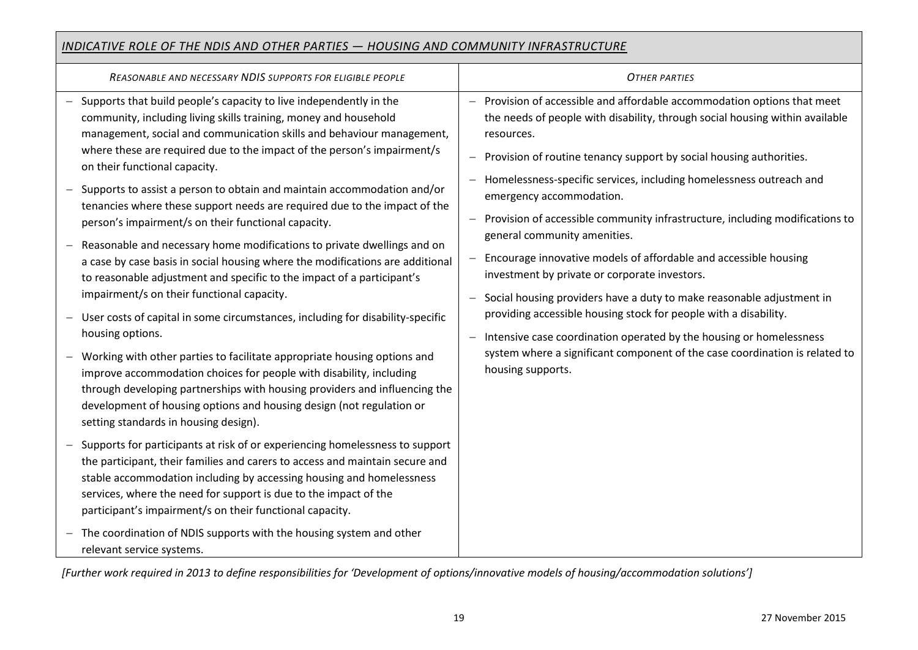| *INDICATIVE ROLE OF THE NDIS AND OTHER PARTIES — HOUSING AND COMMUNITY INFRASTRUCTURE* | |
|---|---|
| *REASONABLE AND NECESSARY NDIS SUPPORTS FOR ELIGIBLE PEOPLE* | *OTHER PARTIES* |
| – Supports that build people's capacity to live independently in the community, including living skills training, money and household management, social and communication skills and behaviour management, where these are required due to the impact of the person's impairment/s on their functional capacity.<br><br>– Supports to assist a person to obtain and maintain accommodation and/or tenancies where these support needs are required due to the impact of the person's impairment/s on their functional capacity.<br><br>– Reasonable and necessary home modifications to private dwellings and on a case by case basis in social housing where the modifications are additional to reasonable adjustment and specific to the impact of a participant's impairment/s on their functional capacity.<br><br>– User costs of capital in some circumstances, including for disability-specific housing options.<br><br>– Working with other parties to facilitate appropriate housing options and improve accommodation choices for people with disability, including through developing partnerships with housing providers and influencing the development of housing options and housing design (not regulation or setting standards in housing design).<br><br>– Supports for participants at risk of or experiencing homelessness to support the participant, their families and carers to access and maintain secure and stable accommodation including by accessing housing and homelessness services, where the need for support is due to the impact of the participant's impairment/s on their functional capacity.<br><br>– The coordination of NDIS supports with the housing system and other relevant service systems. | – Provision of accessible and affordable accommodation options that meet the needs of people with disability, through social housing within available resources.<br><br>– Provision of routine tenancy support by social housing authorities.<br><br>– Homelessness-specific services, including homelessness outreach and emergency accommodation.<br><br>– Provision of accessible community infrastructure, including modifications to general community amenities.<br><br>– Encourage innovative models of affordable and accessible housing investment by private or corporate investors.<br><br>– Social housing providers have a duty to make reasonable adjustment in providing accessible housing stock for people with a disability.<br><br>– Intensive case coordination operated by the housing or homelessness system where a significant component of the case coordination is related to housing supports. |

*[Further work required in 2013 to define responsibilities for 'Development of options/innovative models of housing/accommodation solutions']*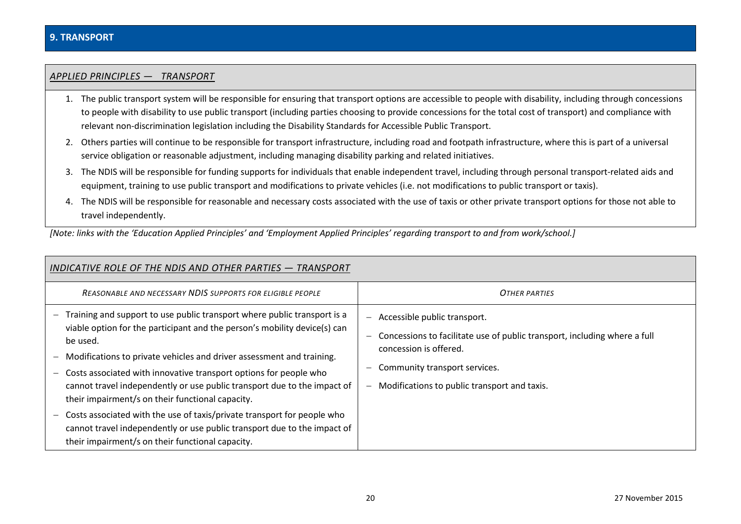## 9. TRANSPORT

### *APPLIED PRINCIPLES — TRANSPORT*

1. The public transport system will be responsible for ensuring that transport options are accessible to people with disability, including through concessions to people with disability to use public transport (including parties choosing to provide concessions for the total cost of transport) and compliance with relevant non-discrimination legislation including the Disability Standards for Accessible Public Transport.
2. Others parties will continue to be responsible for transport infrastructure, including road and footpath infrastructure, where this is part of a universal service obligation or reasonable adjustment, including managing disability parking and related initiatives.
3. The NDIS will be responsible for funding supports for individuals that enable independent travel, including through personal transport-related aids and equipment, training to use public transport and modifications to private vehicles (i.e. not modifications to public transport or taxis).
4. The NDIS will be responsible for reasonable and necessary costs associated with the use of taxis or other private transport options for those not able to travel independently.

*[Note: links with the 'Education Applied Principles' and 'Employment Applied Principles' regarding transport to and from work/school.]*

### *INDICATIVE ROLE OF THE NDIS AND OTHER PARTIES — TRANSPORT*

| *REASONABLE AND NECESSARY NDIS SUPPORTS FOR ELIGIBLE PEOPLE* | *OTHER PARTIES* |
|---|---|
| – Training and support to use public transport where public transport is a viable option for the participant and the person's mobility device(s) can be used.<br>– Modifications to private vehicles and driver assessment and training.<br>– Costs associated with innovative transport options for people who cannot travel independently or use public transport due to the impact of their impairment/s on their functional capacity.<br>– Costs associated with the use of taxis/private transport for people who cannot travel independently or use public transport due to the impact of their impairment/s on their functional capacity. | – Accessible public transport.<br>– Concessions to facilitate use of public transport, including where a full concession is offered.<br>– Community transport services.<br>– Modifications to public transport and taxis. |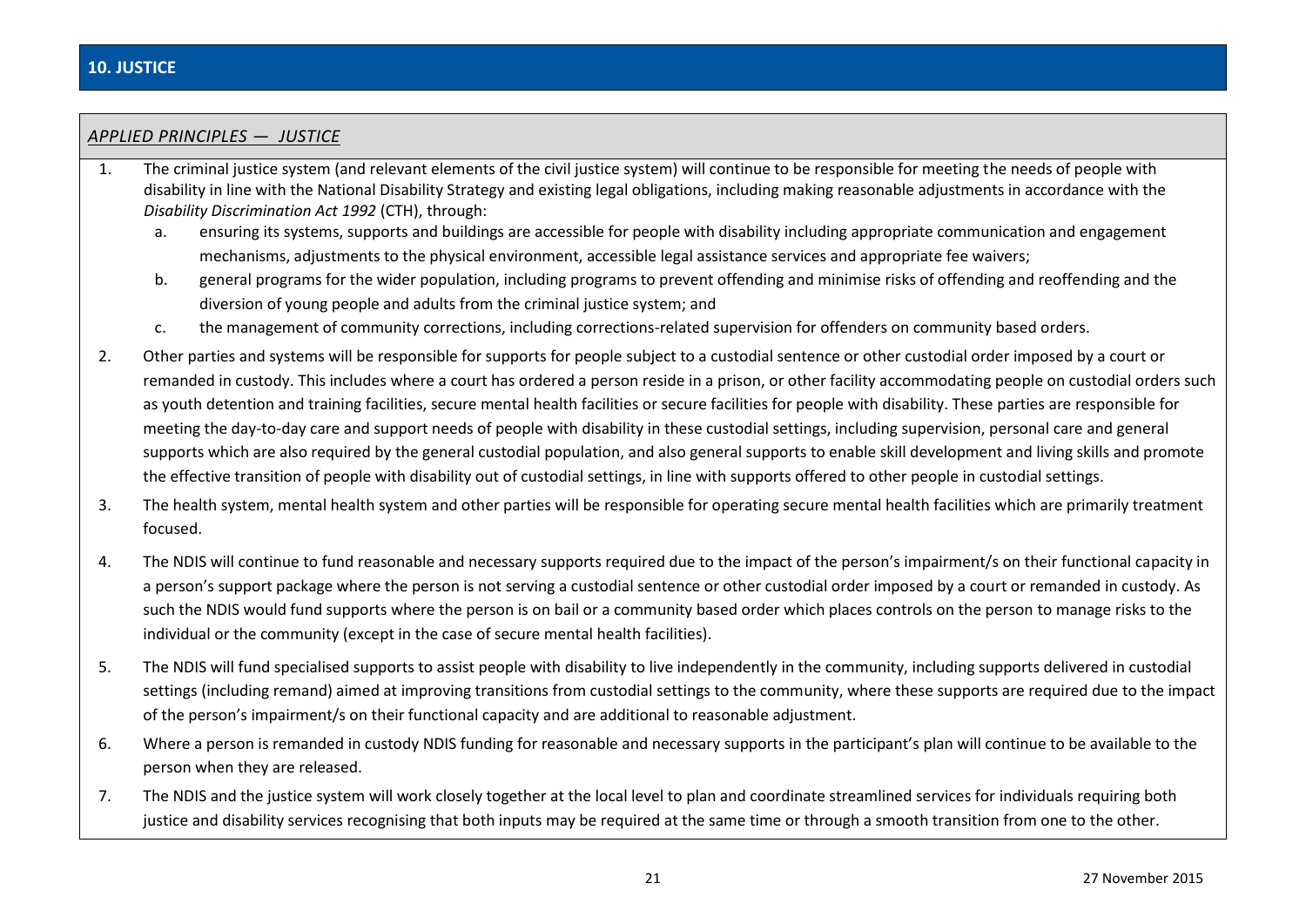## 10. JUSTICE

### *APPLIED PRINCIPLES — JUSTICE*

1. The criminal justice system (and relevant elements of the civil justice system) will continue to be responsible for meeting the needs of people with disability in line with the National Disability Strategy and existing legal obligations, including making reasonable adjustments in accordance with the *Disability Discrimination Act 1992* (CTH), through:
   a. ensuring its systems, supports and buildings are accessible for people with disability including appropriate communication and engagement mechanisms, adjustments to the physical environment, accessible legal assistance services and appropriate fee waivers;
   b. general programs for the wider population, including programs to prevent offending and minimise risks of offending and reoffending and the diversion of young people and adults from the criminal justice system; and
   c. the management of community corrections, including corrections-related supervision for offenders on community based orders.
2. Other parties and systems will be responsible for supports for people subject to a custodial sentence or other custodial order imposed by a court or remanded in custody. This includes where a court has ordered a person reside in a prison, or other facility accommodating people on custodial orders such as youth detention and training facilities, secure mental health facilities or secure facilities for people with disability. These parties are responsible for meeting the day-to-day care and support needs of people with disability in these custodial settings, including supervision, personal care and general supports which are also required by the general custodial population, and also general supports to enable skill development and living skills and promote the effective transition of people with disability out of custodial settings, in line with supports offered to other people in custodial settings.
3. The health system, mental health system and other parties will be responsible for operating secure mental health facilities which are primarily treatment focused.
4. The NDIS will continue to fund reasonable and necessary supports required due to the impact of the person's impairment/s on their functional capacity in a person's support package where the person is not serving a custodial sentence or other custodial order imposed by a court or remanded in custody. As such the NDIS would fund supports where the person is on bail or a community based order which places controls on the person to manage risks to the individual or the community (except in the case of secure mental health facilities).
5. The NDIS will fund specialised supports to assist people with disability to live independently in the community, including supports delivered in custodial settings (including remand) aimed at improving transitions from custodial settings to the community, where these supports are required due to the impact of the person's impairment/s on their functional capacity and are additional to reasonable adjustment.
6. Where a person is remanded in custody NDIS funding for reasonable and necessary supports in the participant's plan will continue to be available to the person when they are released.
7. The NDIS and the justice system will work closely together at the local level to plan and coordinate streamlined services for individuals requiring both justice and disability services recognising that both inputs may be required at the same time or through a smooth transition from one to the other.

27 November 2015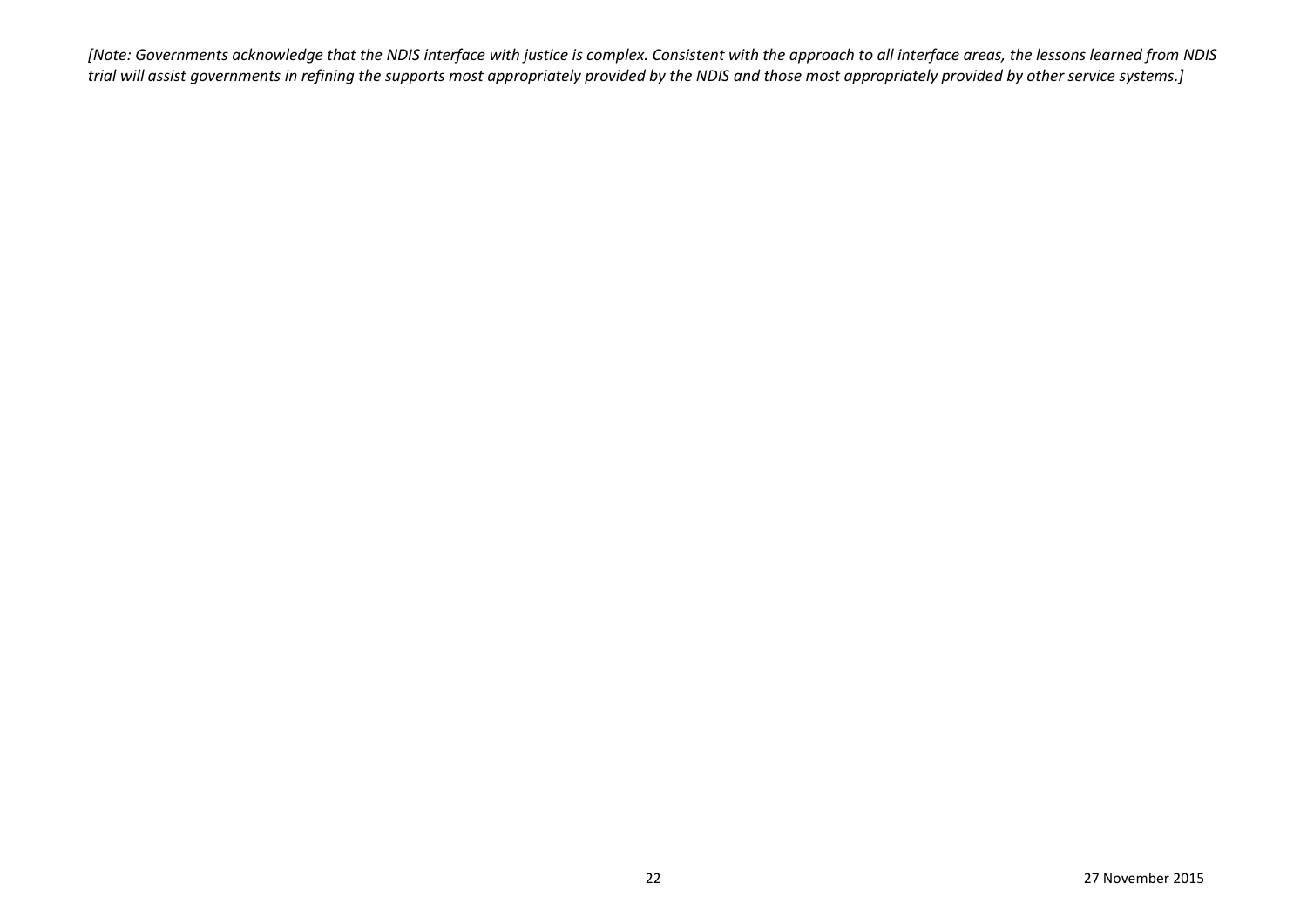*[Note: Governments acknowledge that the NDIS interface with justice is complex. Consistent with the approach to all interface areas, the lessons learned from NDIS trial will assist governments in refining the supports most appropriately provided by the NDIS and those most appropriately provided by other service systems.]*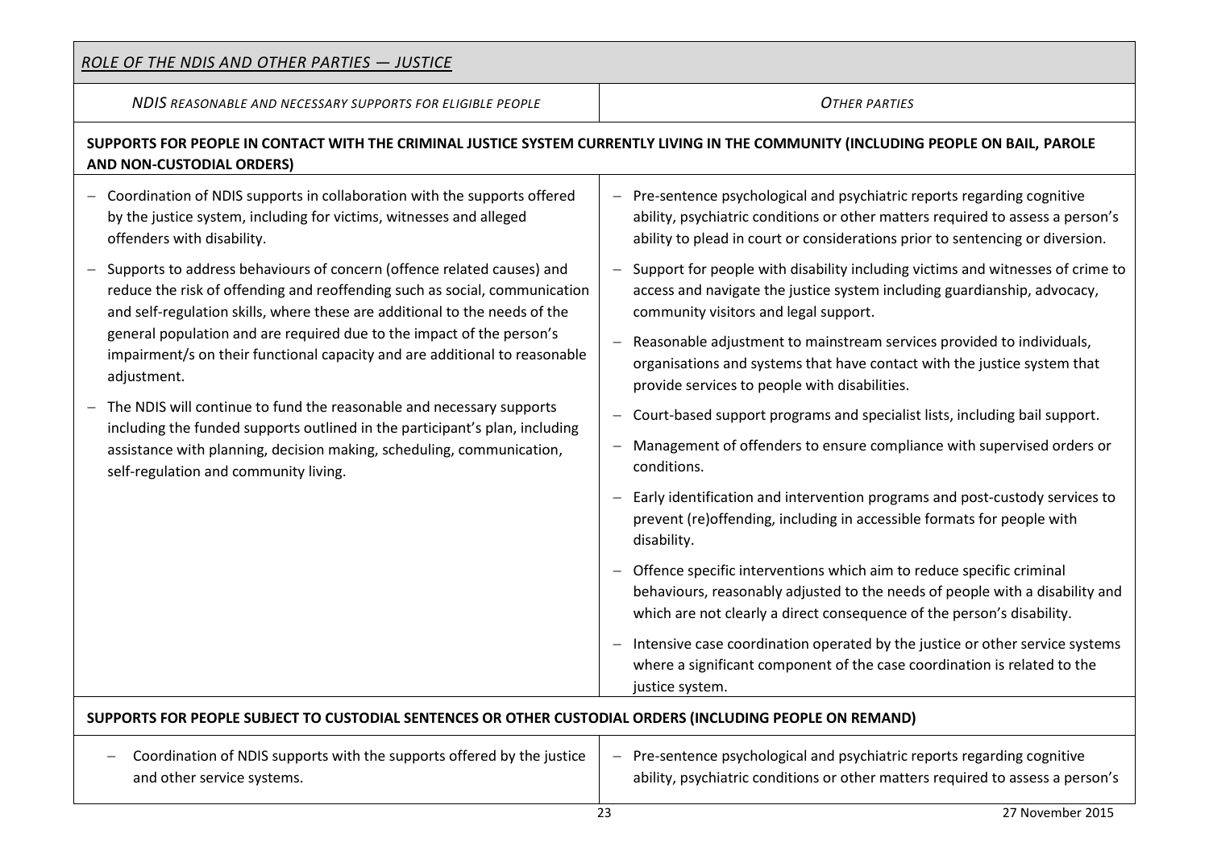## *ROLE OF THE NDIS AND OTHER PARTIES — JUSTICE*

| *NDIS REASONABLE AND NECESSARY SUPPORTS FOR ELIGIBLE PEOPLE* | *OTHER PARTIES* |
|---|---|
| **SUPPORTS FOR PEOPLE IN CONTACT WITH THE CRIMINAL JUSTICE SYSTEM CURRENTLY LIVING IN THE COMMUNITY (INCLUDING PEOPLE ON BAIL, PAROLE AND NON-CUSTODIAL ORDERS)** | |
| – Coordination of NDIS supports in collaboration with the supports offered by the justice system, including for victims, witnesses and alleged offenders with disability.<br>– Supports to address behaviours of concern (offence related causes) and reduce the risk of offending and reoffending such as social, communication and self-regulation skills, where these are additional to the needs of the general population and are required due to the impact of the person's impairment/s on their functional capacity and are additional to reasonable adjustment.<br>– The NDIS will continue to fund the reasonable and necessary supports including the funded supports outlined in the participant's plan, including assistance with planning, decision making, scheduling, communication, self-regulation and community living. | – Pre-sentence psychological and psychiatric reports regarding cognitive ability, psychiatric conditions or other matters required to assess a person's ability to plead in court or considerations prior to sentencing or diversion.<br>– Support for people with disability including victims and witnesses of crime to access and navigate the justice system including guardianship, advocacy, community visitors and legal support.<br>– Reasonable adjustment to mainstream services provided to individuals, organisations and systems that have contact with the justice system that provide services to people with disabilities.<br>– Court-based support programs and specialist lists, including bail support.<br>– Management of offenders to ensure compliance with supervised orders or conditions.<br>– Early identification and intervention programs and post-custody services to prevent (re)offending, including in accessible formats for people with disability.<br>– Offence specific interventions which aim to reduce specific criminal behaviours, reasonably adjusted to the needs of people with a disability and which are not clearly a direct consequence of the person's disability.<br>– Intensive case coordination operated by the justice or other service systems where a significant component of the case coordination is related to the justice system. |
| **SUPPORTS FOR PEOPLE SUBJECT TO CUSTODIAL SENTENCES OR OTHER CUSTODIAL ORDERS (INCLUDING PEOPLE ON REMAND)** | |
| – Coordination of NDIS supports with the supports offered by the justice and other service systems. | – Pre-sentence psychological and psychiatric reports regarding cognitive ability, psychiatric conditions or other matters required to assess a person's |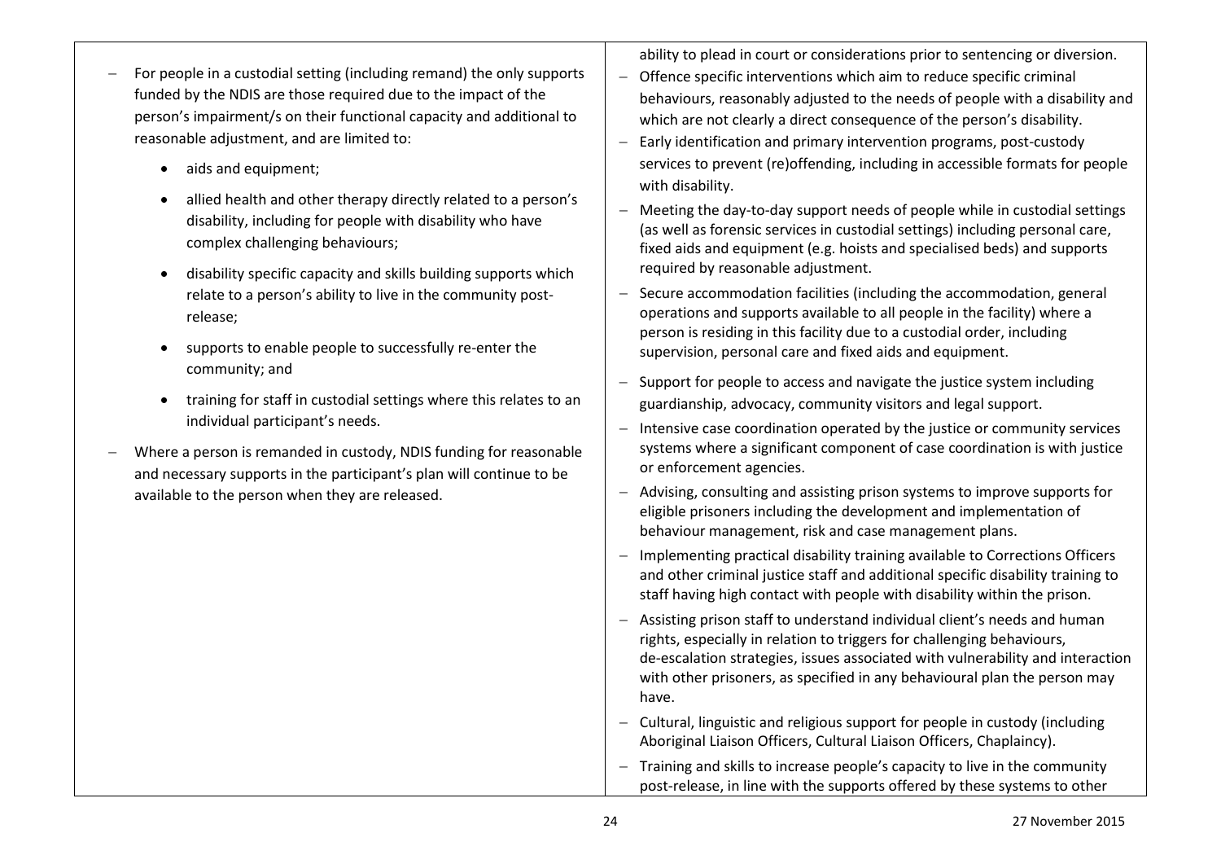| | |
|---|---|
| – For people in a custodial setting (including remand) the only supports funded by the NDIS are those required due to the impact of the person's impairment/s on their functional capacity and additional to reasonable adjustment, and are limited to:<br>• aids and equipment;<br>• allied health and other therapy directly related to a person's disability, including for people with disability who have complex challenging behaviours;<br>• disability specific capacity and skills building supports which relate to a person's ability to live in the community post-release;<br>• supports to enable people to successfully re-enter the community; and<br>• training for staff in custodial settings where this relates to an individual participant's needs.<br>– Where a person is remanded in custody, NDIS funding for reasonable and necessary supports in the participant's plan will continue to be available to the person when they are released. | ability to plead in court or considerations prior to sentencing or diversion.<br>– Offence specific interventions which aim to reduce specific criminal behaviours, reasonably adjusted to the needs of people with a disability and which are not clearly a direct consequence of the person's disability.<br>– Early identification and primary intervention programs, post-custody services to prevent (re)offending, including in accessible formats for people with disability.<br>– Meeting the day-to-day support needs of people while in custodial settings (as well as forensic services in custodial settings) including personal care, fixed aids and equipment (e.g. hoists and specialised beds) and supports required by reasonable adjustment.<br>– Secure accommodation facilities (including the accommodation, general operations and supports available to all people in the facility) where a person is residing in this facility due to a custodial order, including supervision, personal care and fixed aids and equipment.<br>– Support for people to access and navigate the justice system including guardianship, advocacy, community visitors and legal support.<br>– Intensive case coordination operated by the justice or community services systems where a significant component of case coordination is with justice or enforcement agencies.<br>– Advising, consulting and assisting prison systems to improve supports for eligible prisoners including the development and implementation of behaviour management, risk and case management plans.<br>– Implementing practical disability training available to Corrections Officers and other criminal justice staff and additional specific disability training to staff having high contact with people with disability within the prison.<br>– Assisting prison staff to understand individual client's needs and human rights, especially in relation to triggers for challenging behaviours, de-escalation strategies, issues associated with vulnerability and interaction with other prisoners, as specified in any behavioural plan the person may have.<br>– Cultural, linguistic and religious support for people in custody (including Aboriginal Liaison Officers, Cultural Liaison Officers, Chaplaincy).<br>– Training and skills to increase people's capacity to live in the community post-release, in line with the supports offered by these systems to other |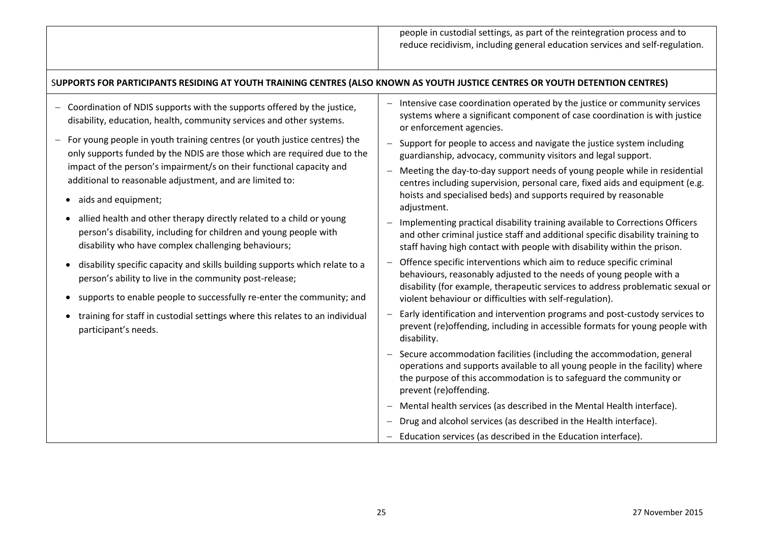| | |
|---|---|
| | people in custodial settings, as part of the reintegration process and to reduce recidivism, including general education services and self-regulation. |
| **SUPPORTS FOR PARTICIPANTS RESIDING AT YOUTH TRAINING CENTRES (ALSO KNOWN AS YOUTH JUSTICE CENTRES OR YOUTH DETENTION CENTRES)** | |
| – Coordination of NDIS supports with the supports offered by the justice, disability, education, health, community services and other systems.<br>– For young people in youth training centres (or youth justice centres) the only supports funded by the NDIS are those which are required due to the impact of the person's impairment/s on their functional capacity and additional to reasonable adjustment, and are limited to:<br>• aids and equipment;<br>• allied health and other therapy directly related to a child or young person's disability, including for children and young people with disability who have complex challenging behaviours;<br>• disability specific capacity and skills building supports which relate to a person's ability to live in the community post-release;<br>• supports to enable people to successfully re-enter the community; and<br>• training for staff in custodial settings where this relates to an individual participant's needs. | – Intensive case coordination operated by the justice or community services systems where a significant component of case coordination is with justice or enforcement agencies.<br>– Support for people to access and navigate the justice system including guardianship, advocacy, community visitors and legal support.<br>– Meeting the day-to-day support needs of young people while in residential centres including supervision, personal care, fixed aids and equipment (e.g. hoists and specialised beds) and supports required by reasonable adjustment.<br>– Implementing practical disability training available to Corrections Officers and other criminal justice staff and additional specific disability training to staff having high contact with people with disability within the prison.<br>– Offence specific interventions which aim to reduce specific criminal behaviours, reasonably adjusted to the needs of young people with a disability (for example, therapeutic services to address problematic sexual or violent behaviour or difficulties with self-regulation).<br>– Early identification and intervention programs and post-custody services to prevent (re)offending, including in accessible formats for young people with disability.<br>– Secure accommodation facilities (including the accommodation, general operations and supports available to all young people in the facility) where the purpose of this accommodation is to safeguard the community or prevent (re)offending.<br>– Mental health services (as described in the Mental Health interface).<br>– Drug and alcohol services (as described in the Health interface).<br>– Education services (as described in the Education interface). |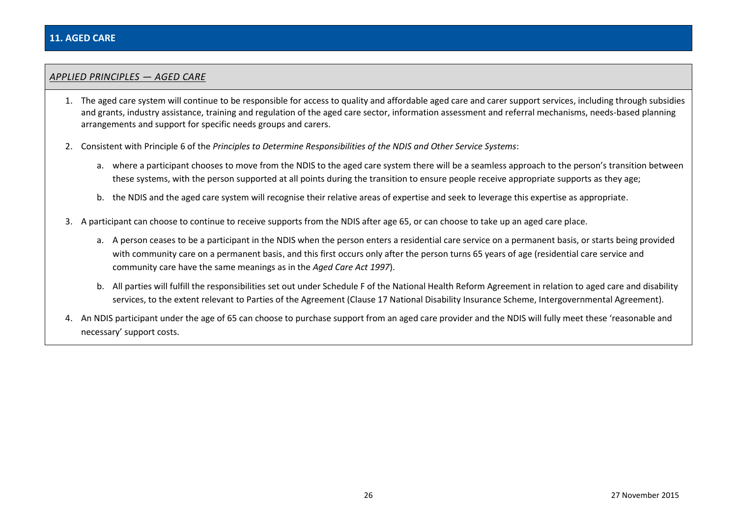## 11. AGED CARE

### *APPLIED PRINCIPLES — AGED CARE*

1. The aged care system will continue to be responsible for access to quality and affordable aged care and carer support services, including through subsidies and grants, industry assistance, training and regulation of the aged care sector, information assessment and referral mechanisms, needs-based planning arrangements and support for specific needs groups and carers.
2. Consistent with Principle 6 of the *Principles to Determine Responsibilities of the NDIS and Other Service Systems*:
   a. where a participant chooses to move from the NDIS to the aged care system there will be a seamless approach to the person's transition between these systems, with the person supported at all points during the transition to ensure people receive appropriate supports as they age;
   b. the NDIS and the aged care system will recognise their relative areas of expertise and seek to leverage this expertise as appropriate.
3. A participant can choose to continue to receive supports from the NDIS after age 65, or can choose to take up an aged care place.
   a. A person ceases to be a participant in the NDIS when the person enters a residential care service on a permanent basis, or starts being provided with community care on a permanent basis, and this first occurs only after the person turns 65 years of age (residential care service and community care have the same meanings as in the *Aged Care Act 1997*).
   b. All parties will fulfill the responsibilities set out under Schedule F of the National Health Reform Agreement in relation to aged care and disability services, to the extent relevant to Parties of the Agreement (Clause 17 National Disability Insurance Scheme, Intergovernmental Agreement).
4. An NDIS participant under the age of 65 can choose to purchase support from an aged care provider and the NDIS will fully meet these 'reasonable and necessary' support costs.